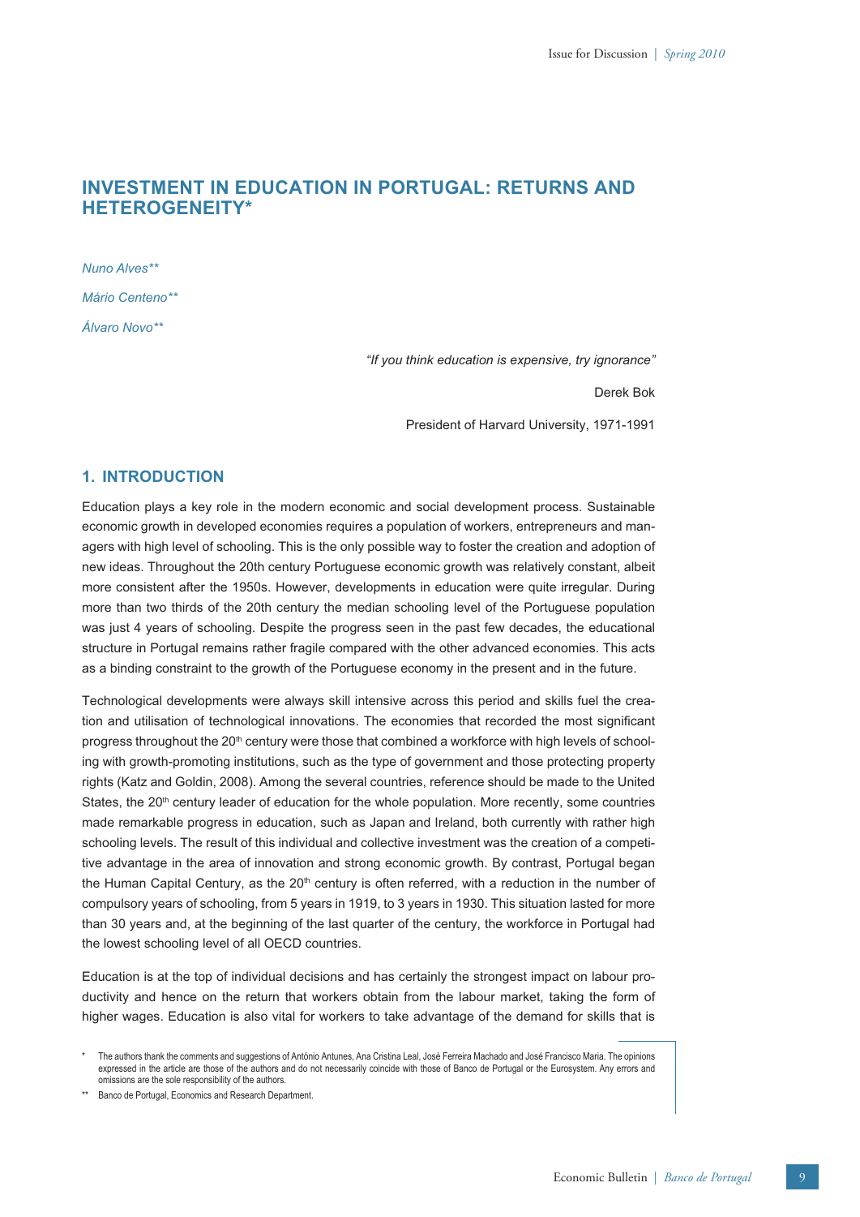# INVESTMENT IN EDUCATION IN PORTUGAL: RETURNS AND HETEROGENEITY*

*Nuno Alves***

*Mário Centeno***

*Álvaro Novo***

> *"If you think education is expensive, try ignorance"*
>
> Derek Bok
>
> President of Harvard University, 1971-1991

## 1. INTRODUCTION

Education plays a key role in the modern economic and social development process. Sustainable economic growth in developed economies requires a population of workers, entrepreneurs and managers with high level of schooling. This is the only possible way to foster the creation and adoption of new ideas. Throughout the 20th century Portuguese economic growth was relatively constant, albeit more consistent after the 1950s. However, developments in education were quite irregular. During more than two thirds of the 20th century the median schooling level of the Portuguese population was just 4 years of schooling. Despite the progress seen in the past few decades, the educational structure in Portugal remains rather fragile compared with the other advanced economies. This acts as a binding constraint to the growth of the Portuguese economy in the present and in the future.

Technological developments were always skill intensive across this period and skills fuel the creation and utilisation of technological innovations. The economies that recorded the most significant progress throughout the 20th century were those that combined a workforce with high levels of schooling with growth-promoting institutions, such as the type of government and those protecting property rights (Katz and Goldin, 2008). Among the several countries, reference should be made to the United States, the 20th century leader of education for the whole population. More recently, some countries made remarkable progress in education, such as Japan and Ireland, both currently with rather high schooling levels. The result of this individual and collective investment was the creation of a competitive advantage in the area of innovation and strong economic growth. By contrast, Portugal began the Human Capital Century, as the 20th century is often referred, with a reduction in the number of compulsory years of schooling, from 5 years in 1919, to 3 years in 1930. This situation lasted for more than 30 years and, at the beginning of the last quarter of the century, the workforce in Portugal had the lowest schooling level of all OECD countries.

Education is at the top of individual decisions and has certainly the strongest impact on labour productivity and hence on the return that workers obtain from the labour market, taking the form of higher wages. Education is also vital for workers to take advantage of the demand for skills that is

\* The authors thank the comments and suggestions of António Antunes, Ana Cristina Leal, José Ferreira Machado and José Francisco Maria. The opinions expressed in the article are those of the authors and do not necessarily coincide with those of Banco de Portugal or the Eurosystem. Any errors and omissions are the sole responsibility of the authors.

\*\* Banco de Portugal, Economics and Research Department.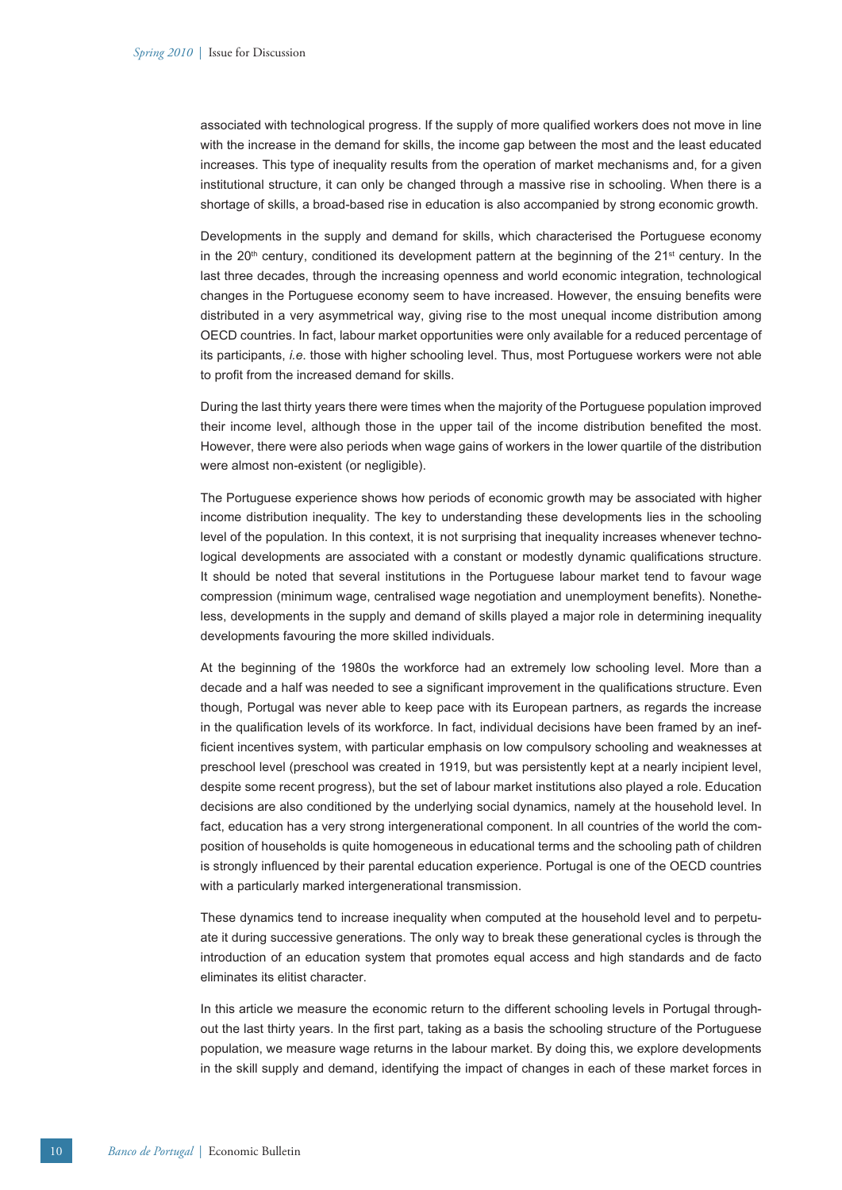associated with technological progress. If the supply of more qualified workers does not move in line with the increase in the demand for skills, the income gap between the most and the least educated increases. This type of inequality results from the operation of market mechanisms and, for a given institutional structure, it can only be changed through a massive rise in schooling. When there is a shortage of skills, a broad-based rise in education is also accompanied by strong economic growth.

Developments in the supply and demand for skills, which characterised the Portuguese economy in the 20th century, conditioned its development pattern at the beginning of the 21st century. In the last three decades, through the increasing openness and world economic integration, technological changes in the Portuguese economy seem to have increased. However, the ensuing benefits were distributed in a very asymmetrical way, giving rise to the most unequal income distribution among OECD countries. In fact, labour market opportunities were only available for a reduced percentage of its participants, *i.e.* those with higher schooling level. Thus, most Portuguese workers were not able to profit from the increased demand for skills.

During the last thirty years there were times when the majority of the Portuguese population improved their income level, although those in the upper tail of the income distribution benefited the most. However, there were also periods when wage gains of workers in the lower quartile of the distribution were almost non-existent (or negligible).

The Portuguese experience shows how periods of economic growth may be associated with higher income distribution inequality. The key to understanding these developments lies in the schooling level of the population. In this context, it is not surprising that inequality increases whenever technological developments are associated with a constant or modestly dynamic qualifications structure. It should be noted that several institutions in the Portuguese labour market tend to favour wage compression (minimum wage, centralised wage negotiation and unemployment benefits). Nonetheless, developments in the supply and demand of skills played a major role in determining inequality developments favouring the more skilled individuals.

At the beginning of the 1980s the workforce had an extremely low schooling level. More than a decade and a half was needed to see a significant improvement in the qualifications structure. Even though, Portugal was never able to keep pace with its European partners, as regards the increase in the qualification levels of its workforce. In fact, individual decisions have been framed by an inefficient incentives system, with particular emphasis on low compulsory schooling and weaknesses at preschool level (preschool was created in 1919, but was persistently kept at a nearly incipient level, despite some recent progress), but the set of labour market institutions also played a role. Education decisions are also conditioned by the underlying social dynamics, namely at the household level. In fact, education has a very strong intergenerational component. In all countries of the world the composition of households is quite homogeneous in educational terms and the schooling path of children is strongly influenced by their parental education experience. Portugal is one of the OECD countries with a particularly marked intergenerational transmission.

These dynamics tend to increase inequality when computed at the household level and to perpetuate it during successive generations. The only way to break these generational cycles is through the introduction of an education system that promotes equal access and high standards and de facto eliminates its elitist character.

In this article we measure the economic return to the different schooling levels in Portugal throughout the last thirty years. In the first part, taking as a basis the schooling structure of the Portuguese population, we measure wage returns in the labour market. By doing this, we explore developments in the skill supply and demand, identifying the impact of changes in each of these market forces in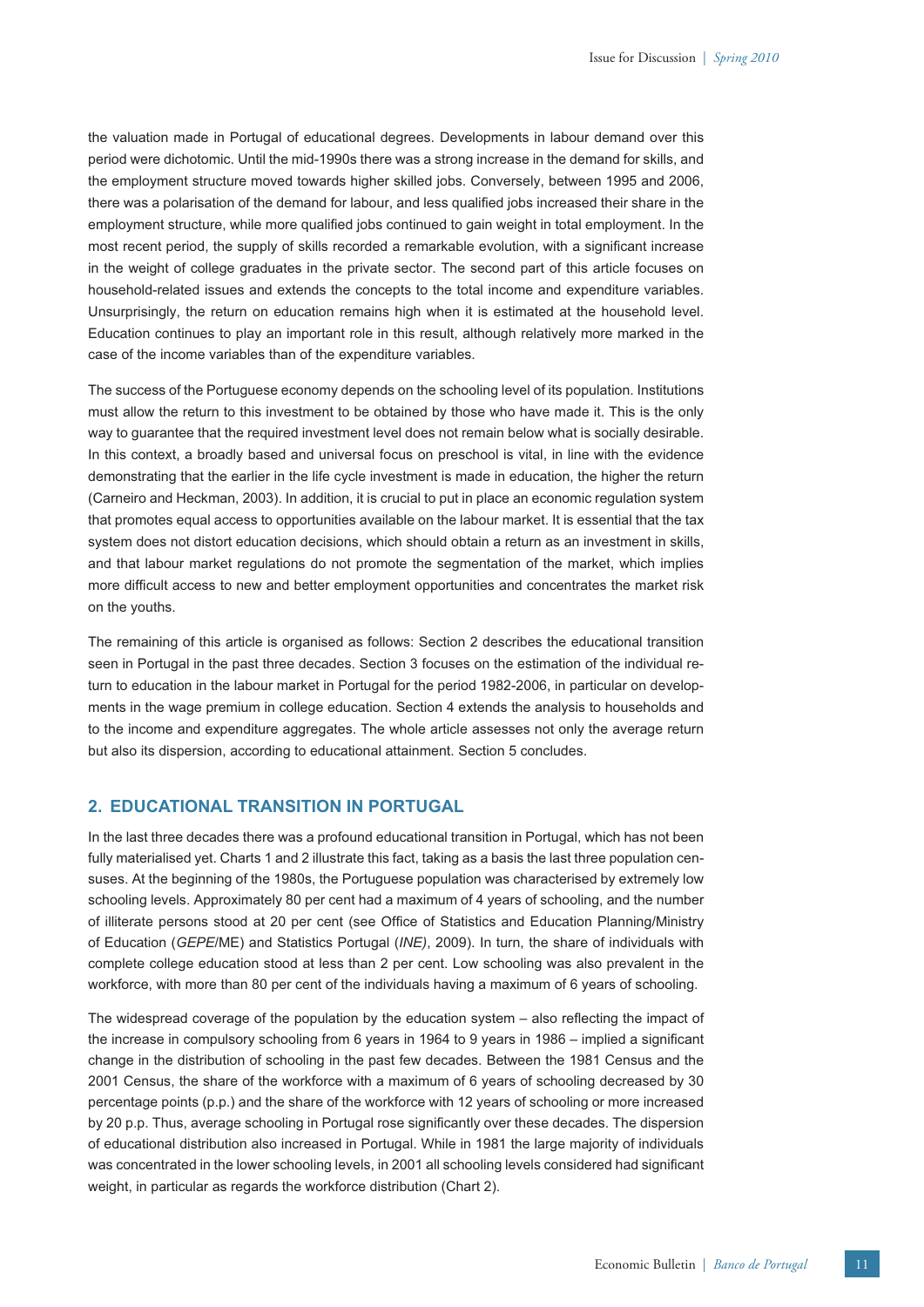the valuation made in Portugal of educational degrees. Developments in labour demand over this period were dichotomic. Until the mid-1990s there was a strong increase in the demand for skills, and the employment structure moved towards higher skilled jobs. Conversely, between 1995 and 2006, there was a polarisation of the demand for labour, and less qualified jobs increased their share in the employment structure, while more qualified jobs continued to gain weight in total employment. In the most recent period, the supply of skills recorded a remarkable evolution, with a significant increase in the weight of college graduates in the private sector. The second part of this article focuses on household-related issues and extends the concepts to the total income and expenditure variables. Unsurprisingly, the return on education remains high when it is estimated at the household level. Education continues to play an important role in this result, although relatively more marked in the case of the income variables than of the expenditure variables.

The success of the Portuguese economy depends on the schooling level of its population. Institutions must allow the return to this investment to be obtained by those who have made it. This is the only way to guarantee that the required investment level does not remain below what is socially desirable. In this context, a broadly based and universal focus on preschool is vital, in line with the evidence demonstrating that the earlier in the life cycle investment is made in education, the higher the return (Carneiro and Heckman, 2003). In addition, it is crucial to put in place an economic regulation system that promotes equal access to opportunities available on the labour market. It is essential that the tax system does not distort education decisions, which should obtain a return as an investment in skills, and that labour market regulations do not promote the segmentation of the market, which implies more difficult access to new and better employment opportunities and concentrates the market risk on the youths.

The remaining of this article is organised as follows: Section 2 describes the educational transition seen in Portugal in the past three decades. Section 3 focuses on the estimation of the individual return to education in the labour market in Portugal for the period 1982-2006, in particular on developments in the wage premium in college education. Section 4 extends the analysis to households and to the income and expenditure aggregates. The whole article assesses not only the average return but also its dispersion, according to educational attainment. Section 5 concludes.

## 2. EDUCATIONAL TRANSITION IN PORTUGAL

In the last three decades there was a profound educational transition in Portugal, which has not been fully materialised yet. Charts 1 and 2 illustrate this fact, taking as a basis the last three population censuses. At the beginning of the 1980s, the Portuguese population was characterised by extremely low schooling levels. Approximately 80 per cent had a maximum of 4 years of schooling, and the number of illiterate persons stood at 20 per cent (see Office of Statistics and Education Planning/Ministry of Education (*GEPE*/ME) and Statistics Portugal (*INE)*, 2009). In turn, the share of individuals with complete college education stood at less than 2 per cent. Low schooling was also prevalent in the workforce, with more than 80 per cent of the individuals having a maximum of 6 years of schooling.

The widespread coverage of the population by the education system – also reflecting the impact of the increase in compulsory schooling from 6 years in 1964 to 9 years in 1986 – implied a significant change in the distribution of schooling in the past few decades. Between the 1981 Census and the 2001 Census, the share of the workforce with a maximum of 6 years of schooling decreased by 30 percentage points (p.p.) and the share of the workforce with 12 years of schooling or more increased by 20 p.p. Thus, average schooling in Portugal rose significantly over these decades. The dispersion of educational distribution also increased in Portugal. While in 1981 the large majority of individuals was concentrated in the lower schooling levels, in 2001 all schooling levels considered had significant weight, in particular as regards the workforce distribution (Chart 2).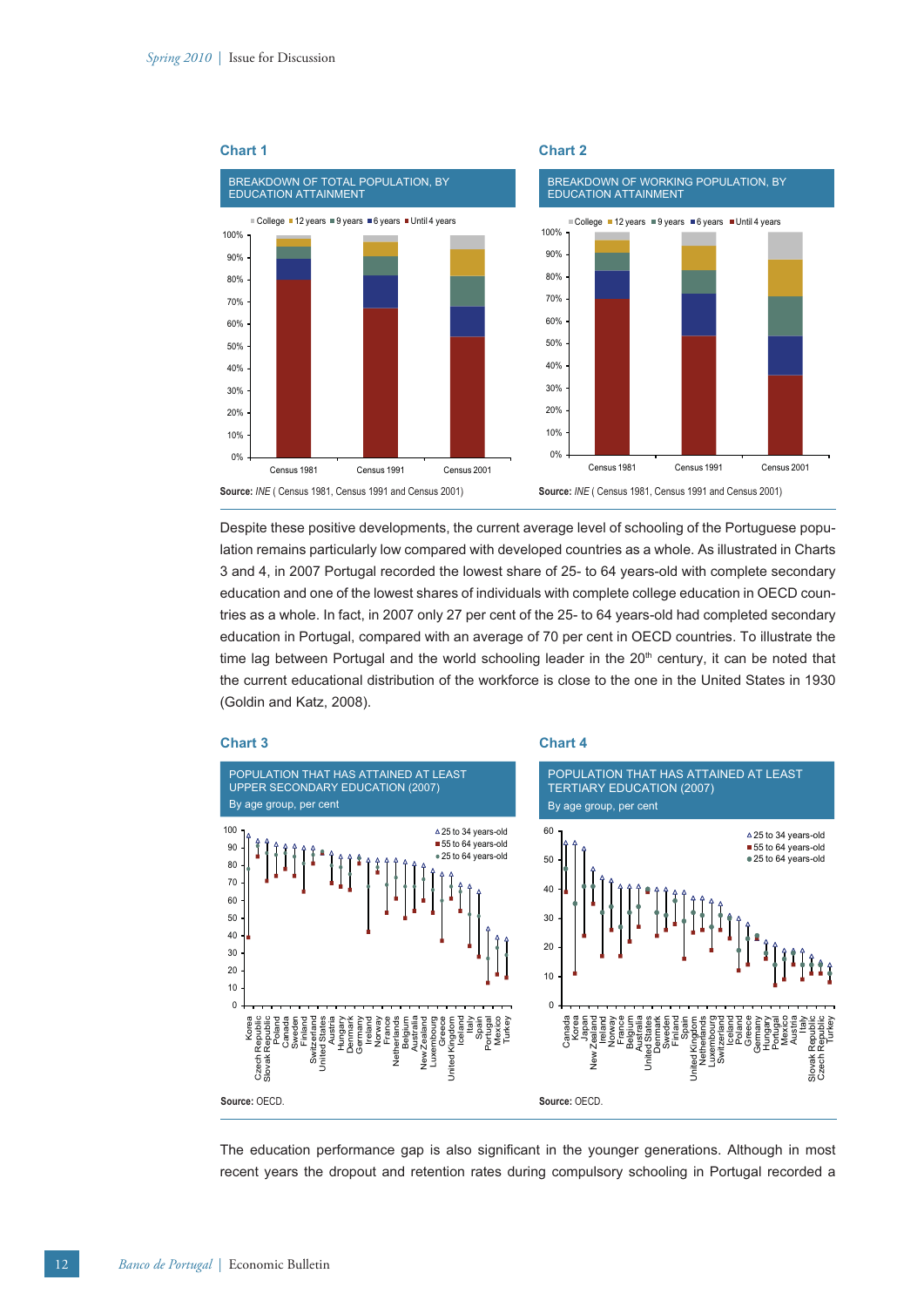**Chart 1**

BREAKDOWN OF TOTAL POPULATION, BY EDUCATION ATTAINMENT

**Source:** *INE* ( Census 1981, Census 1991 and Census 2001)

**Chart 2**

BREAKDOWN OF WORKING POPULATION, BY EDUCATION ATTAINMENT

**Source:** *INE* ( Census 1981, Census 1991 and Census 2001)

Despite these positive developments, the current average level of schooling of the Portuguese population remains particularly low compared with developed countries as a whole. As illustrated in Charts 3 and 4, in 2007 Portugal recorded the lowest share of 25- to 64 years-old with complete secondary education and one of the lowest shares of individuals with complete college education in OECD countries as a whole. In fact, in 2007 only 27 per cent of the 25- to 64 years-old had completed secondary education in Portugal, compared with an average of 70 per cent in OECD countries. To illustrate the time lag between Portugal and the world schooling leader in the 20[th] century, it can be noted that the current educational distribution of the workforce is close to the one in the United States in 1930 (Goldin and Katz, 2008).

**Chart 3**

POPULATION THAT HAS ATTAINED AT LEAST UPPER SECONDARY EDUCATION (2007)

By age group, per cent

**Source:** OECD.

**Chart 4**

POPULATION THAT HAS ATTAINED AT LEAST TERTIARY EDUCATION (2007)

By age group, per cent

**Source:** OECD.

The education performance gap is also significant in the younger generations. Although in most recent years the dropout and retention rates during compulsory schooling in Portugal recorded a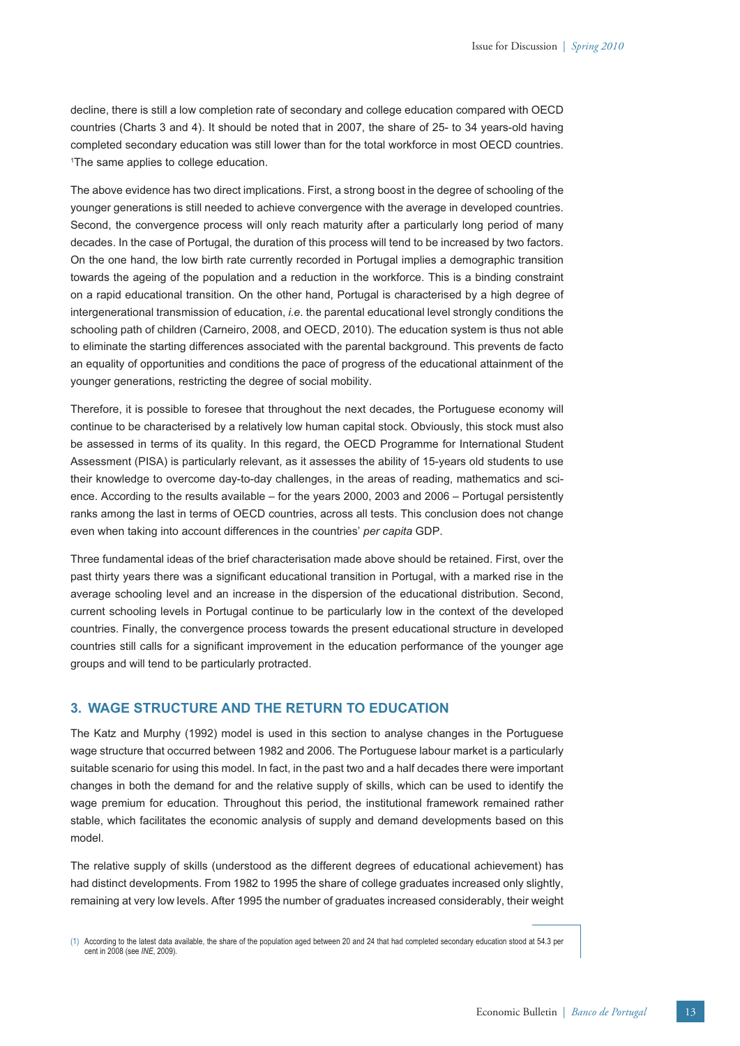decline, there is still a low completion rate of secondary and college education compared with OECD countries (Charts 3 and 4). It should be noted that in 2007, the share of 25- to 34 years-old having completed secondary education was still lower than for the total workforce in most OECD countries. [1]The same applies to college education.

The above evidence has two direct implications. First, a strong boost in the degree of schooling of the younger generations is still needed to achieve convergence with the average in developed countries. Second, the convergence process will only reach maturity after a particularly long period of many decades. In the case of Portugal, the duration of this process will tend to be increased by two factors. On the one hand, the low birth rate currently recorded in Portugal implies a demographic transition towards the ageing of the population and a reduction in the workforce. This is a binding constraint on a rapid educational transition. On the other hand, Portugal is characterised by a high degree of intergenerational transmission of education, *i.e*. the parental educational level strongly conditions the schooling path of children (Carneiro, 2008, and OECD, 2010). The education system is thus not able to eliminate the starting differences associated with the parental background. This prevents de facto an equality of opportunities and conditions the pace of progress of the educational attainment of the younger generations, restricting the degree of social mobility.

Therefore, it is possible to foresee that throughout the next decades, the Portuguese economy will continue to be characterised by a relatively low human capital stock. Obviously, this stock must also be assessed in terms of its quality. In this regard, the OECD Programme for International Student Assessment (PISA) is particularly relevant, as it assesses the ability of 15-years old students to use their knowledge to overcome day-to-day challenges, in the areas of reading, mathematics and science. According to the results available – for the years 2000, 2003 and 2006 – Portugal persistently ranks among the last in terms of OECD countries, across all tests. This conclusion does not change even when taking into account differences in the countries' *per capita* GDP.

Three fundamental ideas of the brief characterisation made above should be retained. First, over the past thirty years there was a significant educational transition in Portugal, with a marked rise in the average schooling level and an increase in the dispersion of the educational distribution. Second, current schooling levels in Portugal continue to be particularly low in the context of the developed countries. Finally, the convergence process towards the present educational structure in developed countries still calls for a significant improvement in the education performance of the younger age groups and will tend to be particularly protracted.

## 3. WAGE STRUCTURE AND THE RETURN TO EDUCATION

The Katz and Murphy (1992) model is used in this section to analyse changes in the Portuguese wage structure that occurred between 1982 and 2006. The Portuguese labour market is a particularly suitable scenario for using this model. In fact, in the past two and a half decades there were important changes in both the demand for and the relative supply of skills, which can be used to identify the wage premium for education. Throughout this period, the institutional framework remained rather stable, which facilitates the economic analysis of supply and demand developments based on this model.

The relative supply of skills (understood as the different degrees of educational achievement) has had distinct developments. From 1982 to 1995 the share of college graduates increased only slightly, remaining at very low levels. After 1995 the number of graduates increased considerably, their weight

(1) According to the latest data available, the share of the population aged between 20 and 24 that had completed secondary education stood at 54.3 per cent in 2008 (see *INE*, 2009).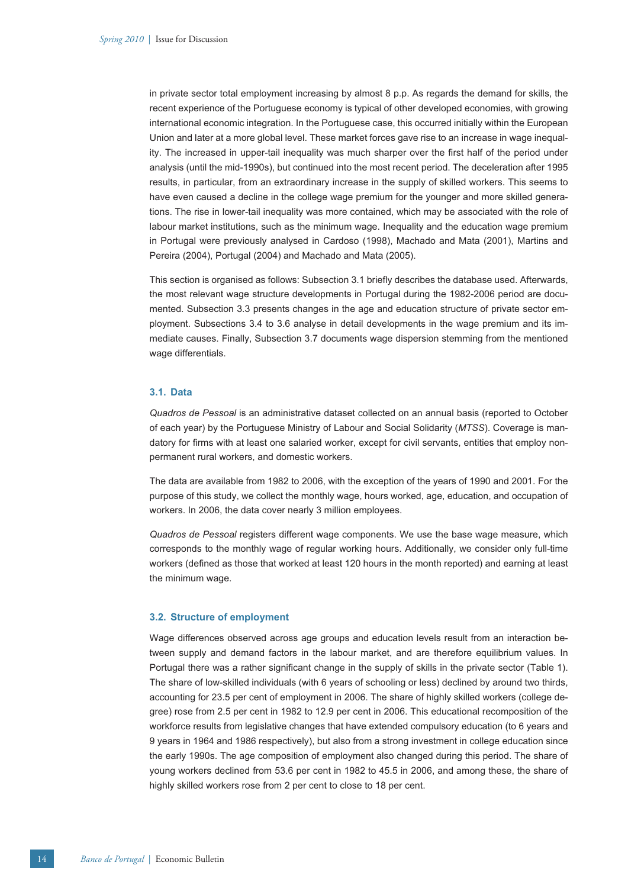in private sector total employment increasing by almost 8 p.p. As regards the demand for skills, the recent experience of the Portuguese economy is typical of other developed economies, with growing international economic integration. In the Portuguese case, this occurred initially within the European Union and later at a more global level. These market forces gave rise to an increase in wage inequality. The increased in upper-tail inequality was much sharper over the first half of the period under analysis (until the mid-1990s), but continued into the most recent period. The deceleration after 1995 results, in particular, from an extraordinary increase in the supply of skilled workers. This seems to have even caused a decline in the college wage premium for the younger and more skilled generations. The rise in lower-tail inequality was more contained, which may be associated with the role of labour market institutions, such as the minimum wage. Inequality and the education wage premium in Portugal were previously analysed in Cardoso (1998), Machado and Mata (2001), Martins and Pereira (2004), Portugal (2004) and Machado and Mata (2005).

This section is organised as follows: Subsection 3.1 briefly describes the database used. Afterwards, the most relevant wage structure developments in Portugal during the 1982-2006 period are documented. Subsection 3.3 presents changes in the age and education structure of private sector employment. Subsections 3.4 to 3.6 analyse in detail developments in the wage premium and its immediate causes. Finally, Subsection 3.7 documents wage dispersion stemming from the mentioned wage differentials.

### 3.1. Data

*Quadros de Pessoal* is an administrative dataset collected on an annual basis (reported to October of each year) by the Portuguese Ministry of Labour and Social Solidarity (*MTSS*). Coverage is mandatory for firms with at least one salaried worker, except for civil servants, entities that employ non-permanent rural workers, and domestic workers.

The data are available from 1982 to 2006, with the exception of the years of 1990 and 2001. For the purpose of this study, we collect the monthly wage, hours worked, age, education, and occupation of workers. In 2006, the data cover nearly 3 million employees.

*Quadros de Pessoal* registers different wage components. We use the base wage measure, which corresponds to the monthly wage of regular working hours. Additionally, we consider only full-time workers (defined as those that worked at least 120 hours in the month reported) and earning at least the minimum wage.

### 3.2. Structure of employment

Wage differences observed across age groups and education levels result from an interaction between supply and demand factors in the labour market, and are therefore equilibrium values. In Portugal there was a rather significant change in the supply of skills in the private sector (Table 1). The share of low-skilled individuals (with 6 years of schooling or less) declined by around two thirds, accounting for 23.5 per cent of employment in 2006. The share of highly skilled workers (college degree) rose from 2.5 per cent in 1982 to 12.9 per cent in 2006. This educational recomposition of the workforce results from legislative changes that have extended compulsory education (to 6 years and 9 years in 1964 and 1986 respectively), but also from a strong investment in college education since the early 1990s. The age composition of employment also changed during this period. The share of young workers declined from 53.6 per cent in 1982 to 45.5 in 2006, and among these, the share of highly skilled workers rose from 2 per cent to close to 18 per cent.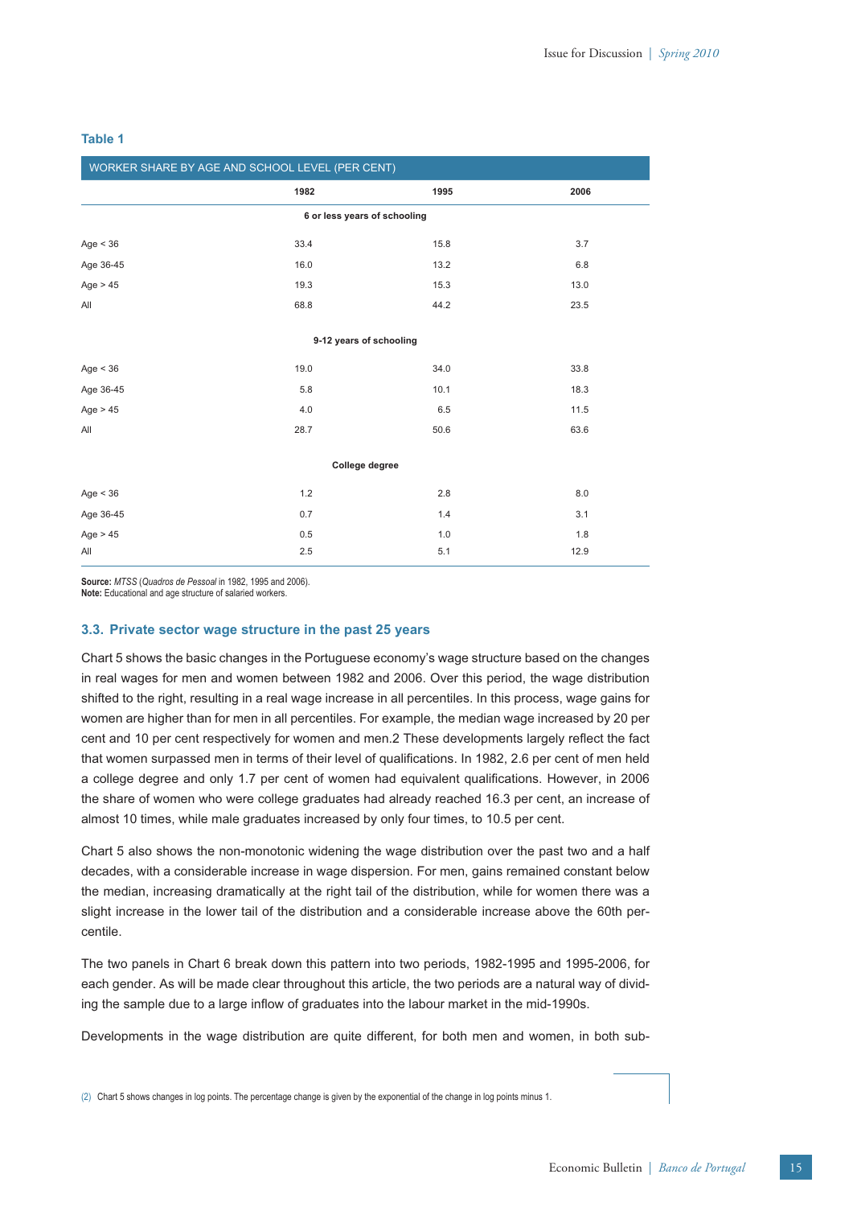**Table 1**

WORKER SHARE BY AGE AND SCHOOL LEVEL (PER CENT)

| | 1982 | 1995 | 2006 |
|---|---|---|---|
| **6 or less years of schooling** | | | |
| Age < 36 | 33.4 | 15.8 | 3.7 |
| Age 36-45 | 16.0 | 13.2 | 6.8 |
| Age > 45 | 19.3 | 15.3 | 13.0 |
| All | 68.8 | 44.2 | 23.5 |
| **9-12 years of schooling** | | | |
| Age < 36 | 19.0 | 34.0 | 33.8 |
| Age 36-45 | 5.8 | 10.1 | 18.3 |
| Age > 45 | 4.0 | 6.5 | 11.5 |
| All | 28.7 | 50.6 | 63.6 |
| **College degree** | | | |
| Age < 36 | 1.2 | 2.8 | 8.0 |
| Age 36-45 | 0.7 | 1.4 | 3.1 |
| Age > 45 | 0.5 | 1.0 | 1.8 |
| All | 2.5 | 5.1 | 12.9 |

**Source:** *MTSS* (*Quadros de Pessoal* in 1982, 1995 and 2006).
**Note:** Educational and age structure of salaried workers.

### 3.3. Private sector wage structure in the past 25 years

Chart 5 shows the basic changes in the Portuguese economy's wage structure based on the changes in real wages for men and women between 1982 and 2006. Over this period, the wage distribution shifted to the right, resulting in a real wage increase in all percentiles. In this process, wage gains for women are higher than for men in all percentiles. For example, the median wage increased by 20 per cent and 10 per cent respectively for women and men.[2] These developments largely reflect the fact that women surpassed men in terms of their level of qualifications. In 1982, 2.6 per cent of men held a college degree and only 1.7 per cent of women had equivalent qualifications. However, in 2006 the share of women who were college graduates had already reached 16.3 per cent, an increase of almost 10 times, while male graduates increased by only four times, to 10.5 per cent.

Chart 5 also shows the non-monotonic widening the wage distribution over the past two and a half decades, with a considerable increase in wage dispersion. For men, gains remained constant below the median, increasing dramatically at the right tail of the distribution, while for women there was a slight increase in the lower tail of the distribution and a considerable increase above the 60th percentile.

The two panels in Chart 6 break down this pattern into two periods, 1982-1995 and 1995-2006, for each gender. As will be made clear throughout this article, the two periods are a natural way of dividing the sample due to a large inflow of graduates into the labour market in the mid-1990s.

Developments in the wage distribution are quite different, for both men and women, in both sub-

(2) Chart 5 shows changes in log points. The percentage change is given by the exponential of the change in log points minus 1.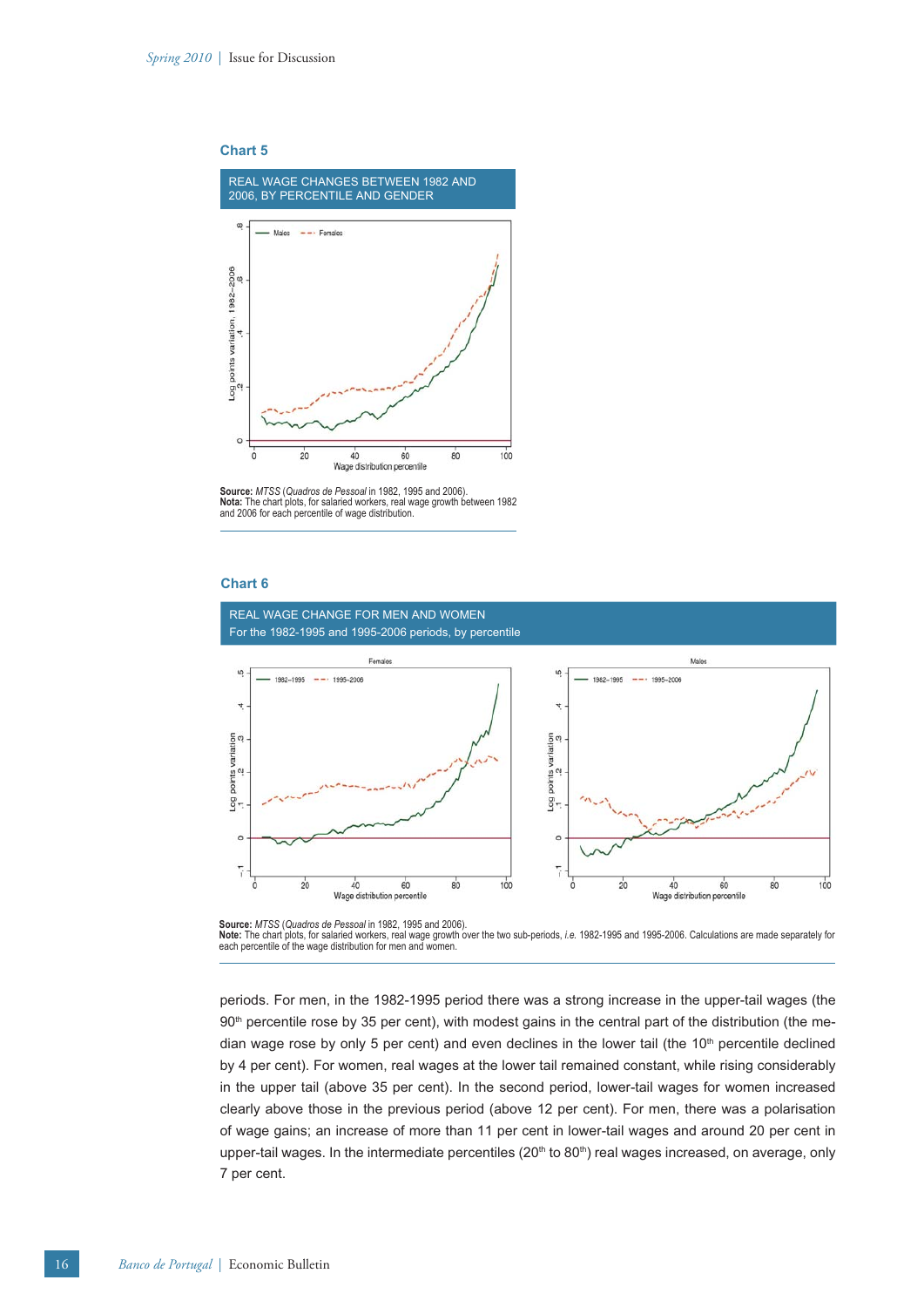**Chart 5**

REAL WAGE CHANGES BETWEEN 1982 AND 2006, BY PERCENTILE AND GENDER

**Source:** *MTSS* (*Quadros de Pessoal* in 1982, 1995 and 2006).
**Nota:** The chart plots, for salaried workers, real wage growth between 1982 and 2006 for each percentile of wage distribution.

**Chart 6**

REAL WAGE CHANGE FOR MEN AND WOMEN
For the 1982-1995 and 1995-2006 periods, by percentile

**Source:** *MTSS* (*Quadros de Pessoal* in 1982, 1995 and 2006).
**Note:** The chart plots, for salaried workers, real wage growth over the two sub-periods, *i.e.* 1982-1995 and 1995-2006. Calculations are made separately for each percentile of the wage distribution for men and women.

periods. For men, in the 1982-1995 period there was a strong increase in the upper-tail wages (the 90th percentile rose by 35 per cent), with modest gains in the central part of the distribution (the median wage rose by only 5 per cent) and even declines in the lower tail (the 10th percentile declined by 4 per cent). For women, real wages at the lower tail remained constant, while rising considerably in the upper tail (above 35 per cent). In the second period, lower-tail wages for women increased clearly above those in the previous period (above 12 per cent). For men, there was a polarisation of wage gains; an increase of more than 11 per cent in lower-tail wages and around 20 per cent in upper-tail wages. In the intermediate percentiles (20th to 80th) real wages increased, on average, only 7 per cent.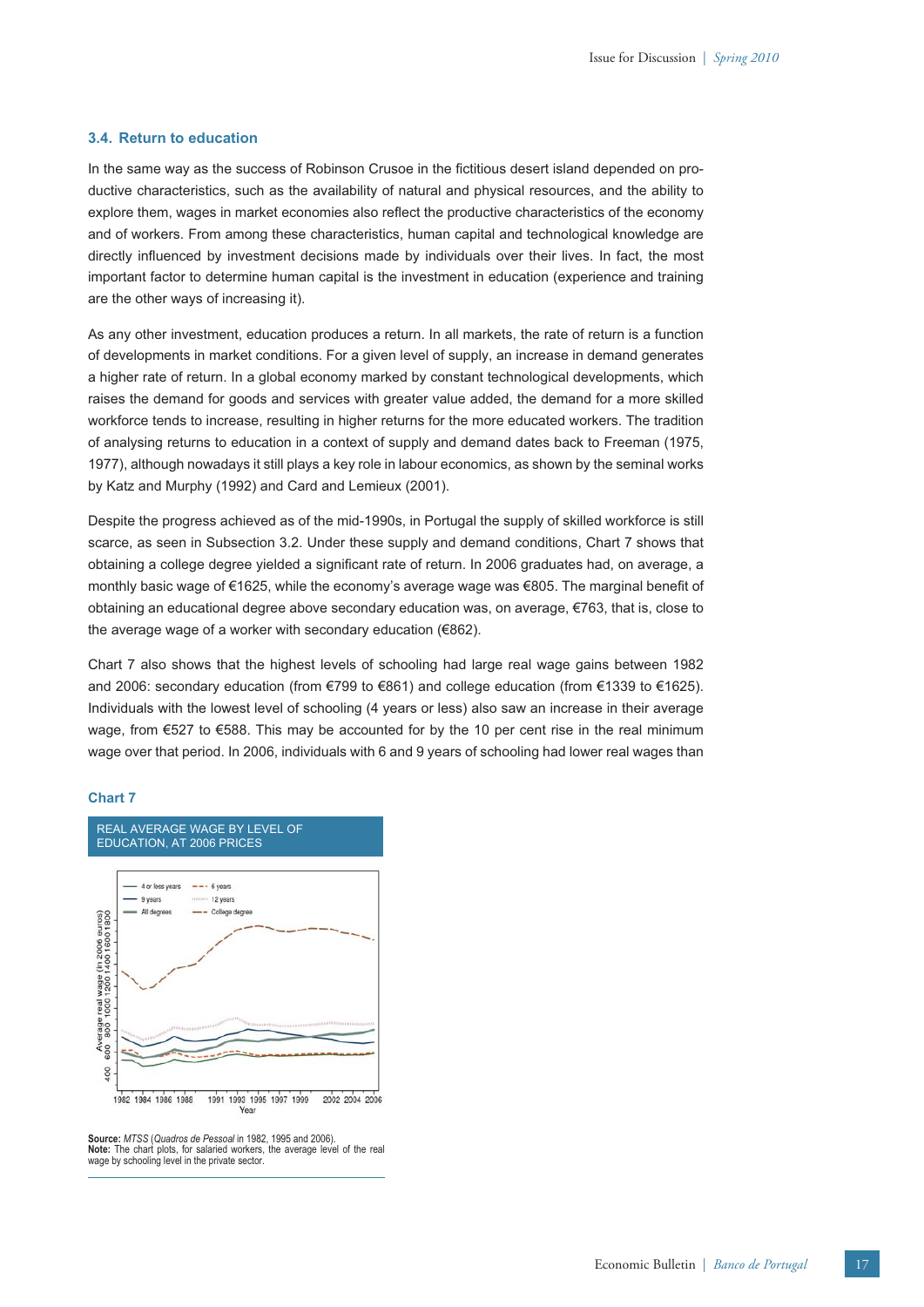### 3.4. Return to education

In the same way as the success of Robinson Crusoe in the fictitious desert island depended on productive characteristics, such as the availability of natural and physical resources, and the ability to explore them, wages in market economies also reflect the productive characteristics of the economy and of workers. From among these characteristics, human capital and technological knowledge are directly influenced by investment decisions made by individuals over their lives. In fact, the most important factor to determine human capital is the investment in education (experience and training are the other ways of increasing it).

As any other investment, education produces a return. In all markets, the rate of return is a function of developments in market conditions. For a given level of supply, an increase in demand generates a higher rate of return. In a global economy marked by constant technological developments, which raises the demand for goods and services with greater value added, the demand for a more skilled workforce tends to increase, resulting in higher returns for the more educated workers. The tradition of analysing returns to education in a context of supply and demand dates back to Freeman (1975, 1977), although nowadays it still plays a key role in labour economics, as shown by the seminal works by Katz and Murphy (1992) and Card and Lemieux (2001).

Despite the progress achieved as of the mid-1990s, in Portugal the supply of skilled workforce is still scarce, as seen in Subsection 3.2. Under these supply and demand conditions, Chart 7 shows that obtaining a college degree yielded a significant rate of return. In 2006 graduates had, on average, a monthly basic wage of €1625, while the economy's average wage was €805. The marginal benefit of obtaining an educational degree above secondary education was, on average, €763, that is, close to the average wage of a worker with secondary education (€862).

Chart 7 also shows that the highest levels of schooling had large real wage gains between 1982 and 2006: secondary education (from €799 to €861) and college education (from €1339 to €1625). Individuals with the lowest level of schooling (4 years or less) also saw an increase in their average wage, from €527 to €588. This may be accounted for by the 10 per cent rise in the real minimum wage over that period. In 2006, individuals with 6 and 9 years of schooling had lower real wages than

**Chart 7**

REAL AVERAGE WAGE BY LEVEL OF EDUCATION, AT 2006 PRICES

**Source:** *MTSS* (*Quadros de Pessoal* in 1982, 1995 and 2006).
**Note:** The chart plots, for salaried workers, the average level of the real wage by schooling level in the private sector.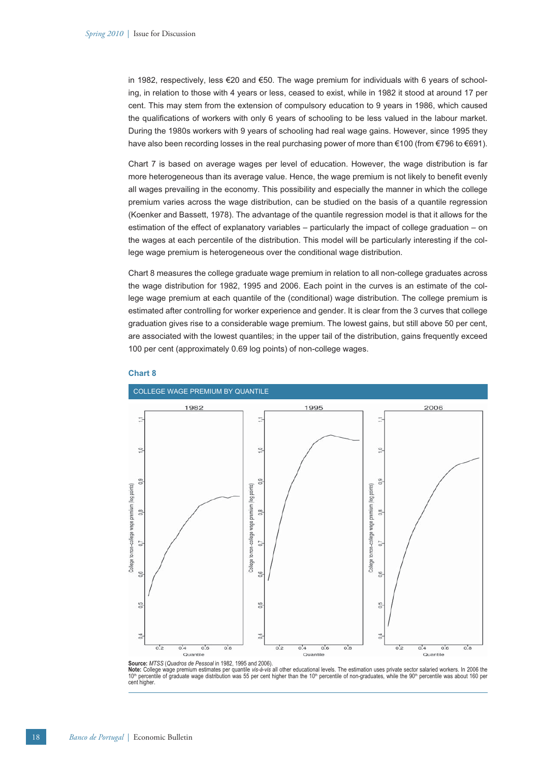in 1982, respectively, less €20 and €50. The wage premium for individuals with 6 years of schooling, in relation to those with 4 years or less, ceased to exist, while in 1982 it stood at around 17 per cent. This may stem from the extension of compulsory education to 9 years in 1986, which caused the qualifications of workers with only 6 years of schooling to be less valued in the labour market. During the 1980s workers with 9 years of schooling had real wage gains. However, since 1995 they have also been recording losses in the real purchasing power of more than €100 (from €796 to €691).

Chart 7 is based on average wages per level of education. However, the wage distribution is far more heterogeneous than its average value. Hence, the wage premium is not likely to benefit evenly all wages prevailing in the economy. This possibility and especially the manner in which the college premium varies across the wage distribution, can be studied on the basis of a quantile regression (Koenker and Bassett, 1978). The advantage of the quantile regression model is that it allows for the estimation of the effect of explanatory variables – particularly the impact of college graduation – on the wages at each percentile of the distribution. This model will be particularly interesting if the college wage premium is heterogeneous over the conditional wage distribution.

Chart 8 measures the college graduate wage premium in relation to all non-college graduates across the wage distribution for 1982, 1995 and 2006. Each point in the curves is an estimate of the college wage premium at each quantile of the (conditional) wage distribution. The college premium is estimated after controlling for worker experience and gender. It is clear from the 3 curves that college graduation gives rise to a considerable wage premium. The lowest gains, but still above 50 per cent, are associated with the lowest quantiles; in the upper tail of the distribution, gains frequently exceed 100 per cent (approximately 0.69 log points) of non-college wages.

**Chart 8**

COLLEGE WAGE PREMIUM BY QUANTILE

**Source:** MTSS (*Quadros de Pessoal* in 1982, 1995 and 2006).
**Note:** College wage premium estimates per quantile *vis-à-vis* all other educational levels. The estimation uses private sector salaried workers. In 2006 the 10th percentile of graduate wage distribution was 55 per cent higher than the 10th percentile of non-graduates, while the 90th percentile was about 160 per cent higher.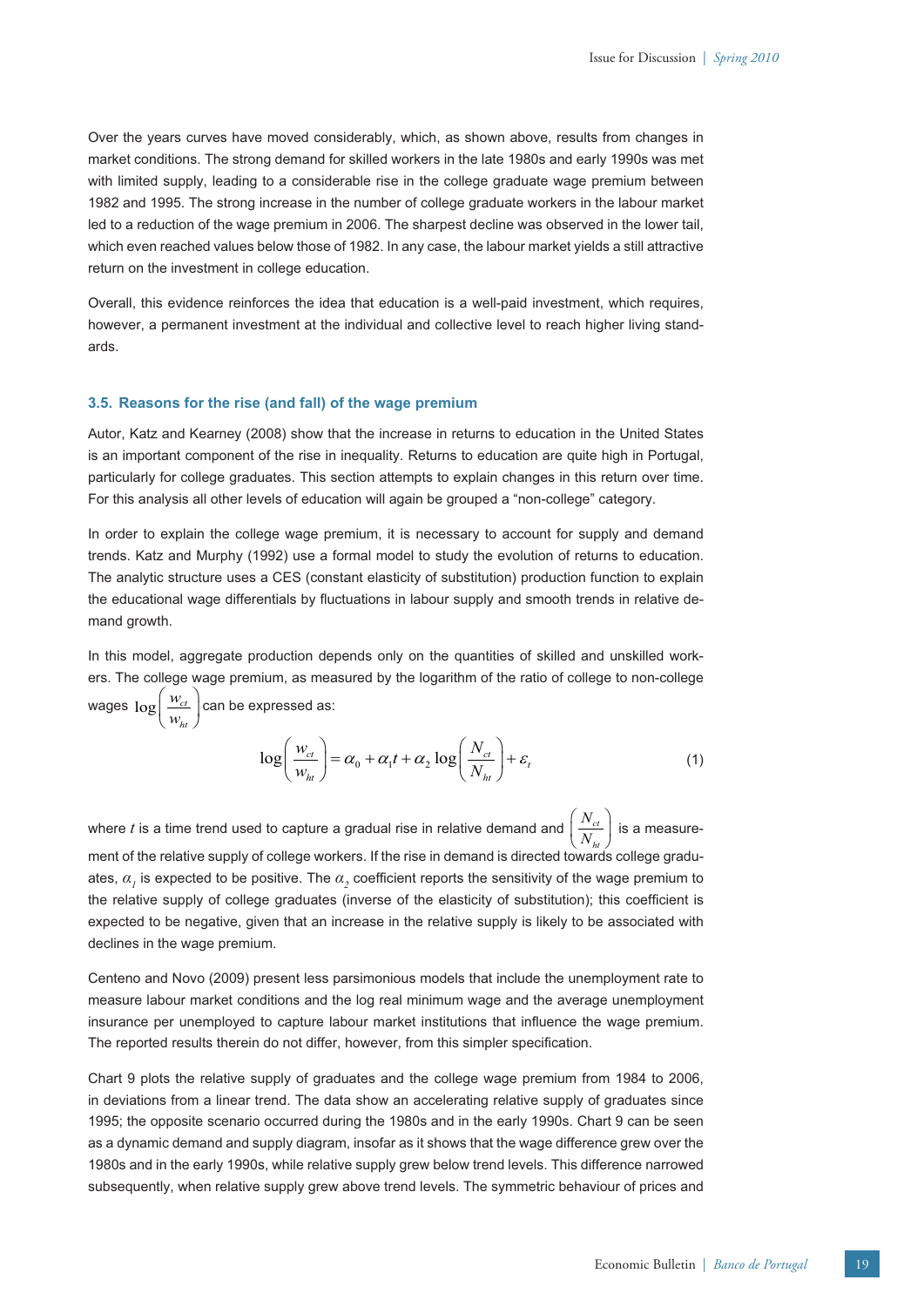Over the years curves have moved considerably, which, as shown above, results from changes in market conditions. The strong demand for skilled workers in the late 1980s and early 1990s was met with limited supply, leading to a considerable rise in the college graduate wage premium between 1982 and 1995. The strong increase in the number of college graduate workers in the labour market led to a reduction of the wage premium in 2006. The sharpest decline was observed in the lower tail, which even reached values below those of 1982. In any case, the labour market yields a still attractive return on the investment in college education.

Overall, this evidence reinforces the idea that education is a well-paid investment, which requires, however, a permanent investment at the individual and collective level to reach higher living standards.

### 3.5. Reasons for the rise (and fall) of the wage premium

Autor, Katz and Kearney (2008) show that the increase in returns to education in the United States is an important component of the rise in inequality. Returns to education are quite high in Portugal, particularly for college graduates. This section attempts to explain changes in this return over time. For this analysis all other levels of education will again be grouped a "non-college" category.

In order to explain the college wage premium, it is necessary to account for supply and demand trends. Katz and Murphy (1992) use a formal model to study the evolution of returns to education. The analytic structure uses a CES (constant elasticity of substitution) production function to explain the educational wage differentials by fluctuations in labour supply and smooth trends in relative demand growth.

In this model, aggregate production depends only on the quantities of skilled and unskilled workers. The college wage premium, as measured by the logarithm of the ratio of college to non-college wages $\log\left(\frac{w_{ct}}{w_{ht}}\right)$ can be expressed as:

$$\log\left(\frac{w_{ct}}{w_{ht}}\right) = \alpha_0 + \alpha_1 t + \alpha_2 \log\left(\frac{N_{ct}}{N_{ht}}\right) + \varepsilon_t \tag{1}$$

where $t$ is a time trend used to capture a gradual rise in relative demand and $\left(\frac{N_{ct}}{N_{ht}}\right)$ is a measurement of the relative supply of college workers. If the rise in demand is directed towards college graduates, $\alpha_1$ is expected to be positive. The $\alpha_2$ coefficient reports the sensitivity of the wage premium to the relative supply of college graduates (inverse of the elasticity of substitution); this coefficient is expected to be negative, given that an increase in the relative supply is likely to be associated with declines in the wage premium.

Centeno and Novo (2009) present less parsimonious models that include the unemployment rate to measure labour market conditions and the log real minimum wage and the average unemployment insurance per unemployed to capture labour market institutions that influence the wage premium. The reported results therein do not differ, however, from this simpler specification.

Chart 9 plots the relative supply of graduates and the college wage premium from 1984 to 2006, in deviations from a linear trend. The data show an accelerating relative supply of graduates since 1995; the opposite scenario occurred during the 1980s and in the early 1990s. Chart 9 can be seen as a dynamic demand and supply diagram, insofar as it shows that the wage difference grew over the 1980s and in the early 1990s, while relative supply grew below trend levels. This difference narrowed subsequently, when relative supply grew above trend levels. The symmetric behaviour of prices and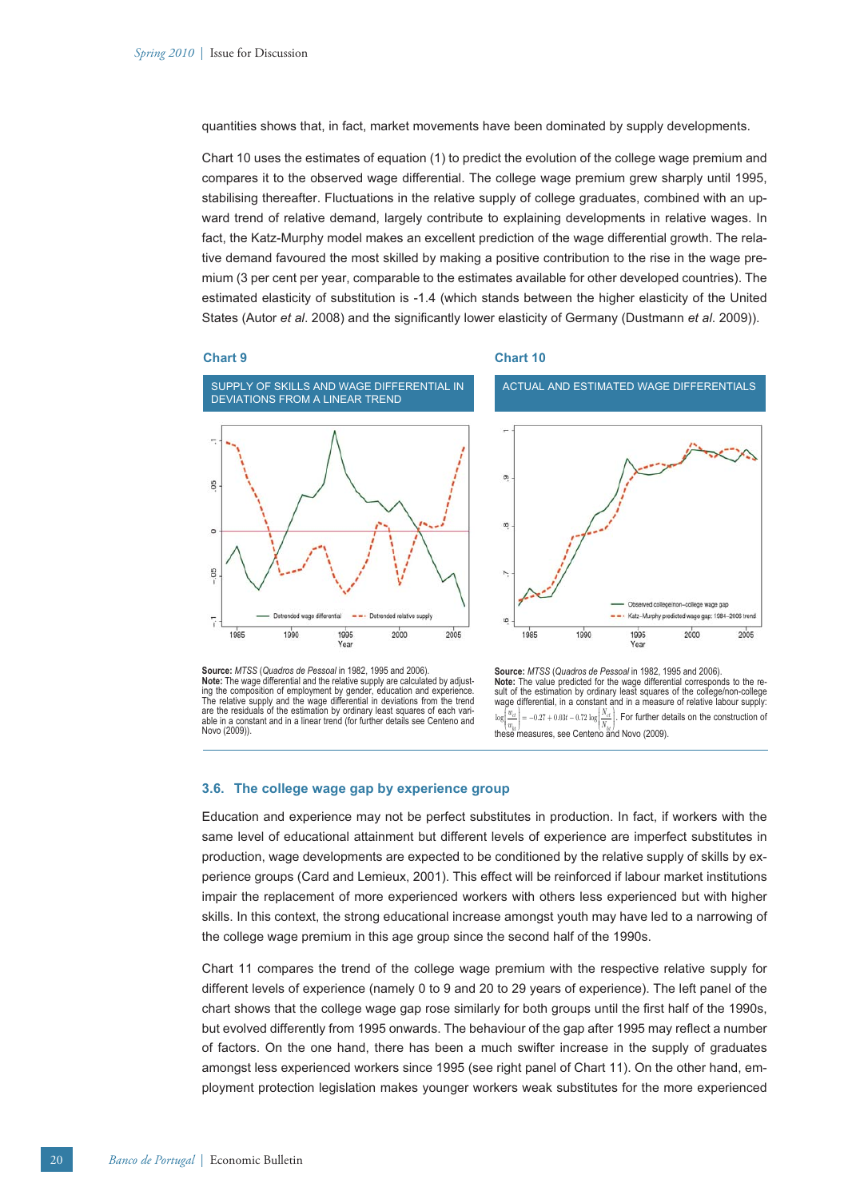quantities shows that, in fact, market movements have been dominated by supply developments.

Chart 10 uses the estimates of equation (1) to predict the evolution of the college wage premium and compares it to the observed wage differential. The college wage premium grew sharply until 1995, stabilising thereafter. Fluctuations in the relative supply of college graduates, combined with an upward trend of relative demand, largely contribute to explaining developments in relative wages. In fact, the Katz-Murphy model makes an excellent prediction of the wage differential growth. The relative demand favoured the most skilled by making a positive contribution to the rise in the wage premium (3 per cent per year, comparable to the estimates available for other developed countries). The estimated elasticity of substitution is -1.4 (which stands between the higher elasticity of the United States (Autor *et al*. 2008) and the significantly lower elasticity of Germany (Dustmann *et al*. 2009)).

**Chart 9**

SUPPLY OF SKILLS AND WAGE DIFFERENTIAL IN DEVIATIONS FROM A LINEAR TREND

**Source:** MTSS (*Quadros de Pessoal* in 1982, 1995 and 2006).
**Note:** The wage differential and the relative supply are calculated by adjusting the composition of employment by gender, education and experience. The relative supply and the wage differential in deviations from the trend are the residuals of the estimation by ordinary least squares of each variable in a constant and in a linear trend (for further details see Centeno and Novo (2009)).

**Chart 10**

ACTUAL AND ESTIMATED WAGE DIFFERENTIALS

**Source:** MTSS (*Quadros de Pessoal* in 1982, 1995 and 2006).
**Note:** The value predicted for the wage differential corresponds to the result of the estimation by ordinary least squares of the college/non-college wage differential, in a constant and in a measure of relative labour supply: $\log\left(\frac{w_{ct}}{w_{ht}}\right) = -0.27 + 0.03t - 0.72\log\left(\frac{N_{ct}}{N_{ht}}\right)$. For further details on the construction of these measures, see Centeno and Novo (2009).

### 3.6. The college wage gap by experience group

Education and experience may not be perfect substitutes in production. In fact, if workers with the same level of educational attainment but different levels of experience are imperfect substitutes in production, wage developments are expected to be conditioned by the relative supply of skills by experience groups (Card and Lemieux, 2001). This effect will be reinforced if labour market institutions impair the replacement of more experienced workers with others less experienced but with higher skills. In this context, the strong educational increase amongst youth may have led to a narrowing of the college wage premium in this age group since the second half of the 1990s.

Chart 11 compares the trend of the college wage premium with the respective relative supply for different levels of experience (namely 0 to 9 and 20 to 29 years of experience). The left panel of the chart shows that the college wage gap rose similarly for both groups until the first half of the 1990s, but evolved differently from 1995 onwards. The behaviour of the gap after 1995 may reflect a number of factors. On the one hand, there has been a much swifter increase in the supply of graduates amongst less experienced workers since 1995 (see right panel of Chart 11). On the other hand, employment protection legislation makes younger workers weak substitutes for the more experienced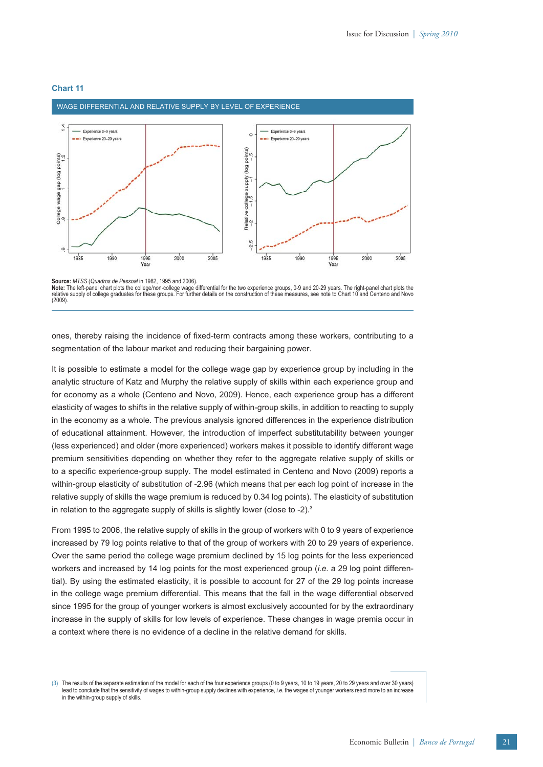**Chart 11**

WAGE DIFFERENTIAL AND RELATIVE SUPPLY BY LEVEL OF EXPERIENCE

**Source:** *MTSS* (*Quadros de Pessoal* in 1982, 1995 and 2006).
**Note:** The left-panel chart plots the college/non-college wage differential for the two experience groups, 0-9 and 20-29 years. The right-panel chart plots the relative supply of college graduates for these groups. For further details on the construction of these measures, see note to Chart 10 and Centeno and Novo (2009).

ones, thereby raising the incidence of fixed-term contracts among these workers, contributing to a segmentation of the labour market and reducing their bargaining power.

It is possible to estimate a model for the college wage gap by experience group by including in the analytic structure of Katz and Murphy the relative supply of skills within each experience group and for economy as a whole (Centeno and Novo, 2009). Hence, each experience group has a different elasticity of wages to shifts in the relative supply of within-group skills, in addition to reacting to supply in the economy as a whole. The previous analysis ignored differences in the experience distribution of educational attainment. However, the introduction of imperfect substitutability between younger (less experienced) and older (more experienced) workers makes it possible to identify different wage premium sensitivities depending on whether they refer to the aggregate relative supply of skills or to a specific experience-group supply. The model estimated in Centeno and Novo (2009) reports a within-group elasticity of substitution of -2.96 (which means that per each log point of increase in the relative supply of skills the wage premium is reduced by 0.34 log points). The elasticity of substitution in relation to the aggregate supply of skills is slightly lower (close to -2).[3]

From 1995 to 2006, the relative supply of skills in the group of workers with 0 to 9 years of experience increased by 79 log points relative to that of the group of workers with 20 to 29 years of experience. Over the same period the college wage premium declined by 15 log points for the less experienced workers and increased by 14 log points for the most experienced group (*i.e.* a 29 log point differential). By using the estimated elasticity, it is possible to account for 27 of the 29 log points increase in the college wage premium differential. This means that the fall in the wage differential observed since 1995 for the group of younger workers is almost exclusively accounted for by the extraordinary increase in the supply of skills for low levels of experience. These changes in wage premia occur in a context where there is no evidence of a decline in the relative demand for skills.

(3) The results of the separate estimation of the model for each of the four experience groups (0 to 9 years, 10 to 19 years, 20 to 29 years and over 30 years) lead to conclude that the sensitivity of wages to within-group supply declines with experience, *i.e.* the wages of younger workers react more to an increase in the within-group supply of skills.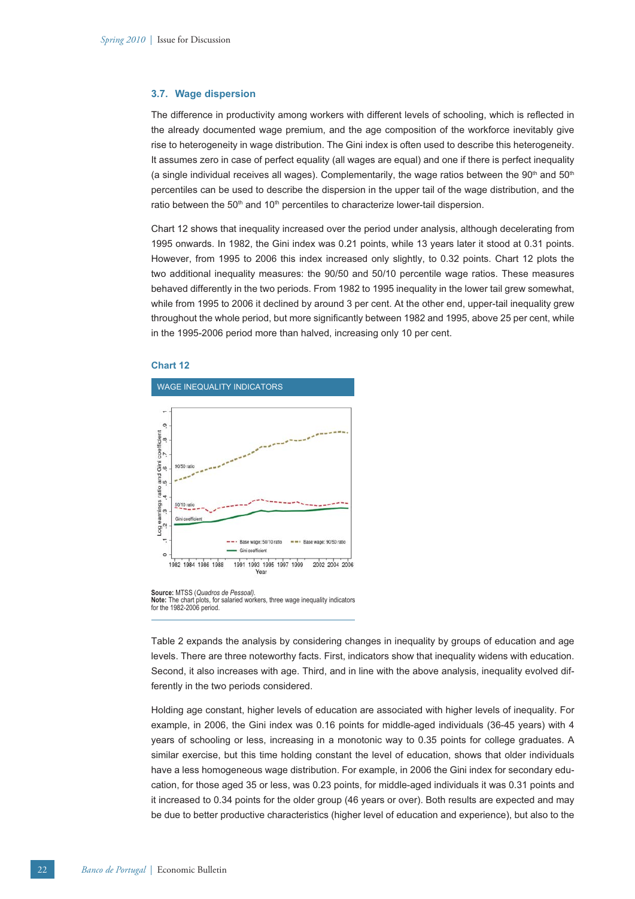### 3.7. Wage dispersion

The difference in productivity among workers with different levels of schooling, which is reflected in the already documented wage premium, and the age composition of the workforce inevitably give rise to heterogeneity in wage distribution. The Gini index is often used to describe this heterogeneity. It assumes zero in case of perfect equality (all wages are equal) and one if there is perfect inequality (a single individual receives all wages). Complementarily, the wage ratios between the 90th and 50th percentiles can be used to describe the dispersion in the upper tail of the wage distribution, and the ratio between the 50th and 10th percentiles to characterize lower-tail dispersion.

Chart 12 shows that inequality increased over the period under analysis, although decelerating from 1995 onwards. In 1982, the Gini index was 0.21 points, while 13 years later it stood at 0.31 points. However, from 1995 to 2006 this index increased only slightly, to 0.32 points. Chart 12 plots the two additional inequality measures: the 90/50 percentile wage ratios. These measures behaved differently in the two periods. From 1982 to 1995 inequality in the lower tail grew somewhat, while from 1995 to 2006 it declined by around 3 per cent. At the other end, upper-tail inequality grew throughout the whole period, but more significantly between 1982 and 1995, above 25 per cent, while in the 1995-2006 period more than halved, increasing only 10 per cent.

**Chart 12**

WAGE INEQUALITY INDICATORS

**Source:** MTSS (*Quadros de Pessoal*).
**Note:** The chart plots, for salaried workers, three wage inequality indicators for the 1982-2006 period.

Table 2 expands the analysis by considering changes in inequality by groups of education and age levels. There are three noteworthy facts. First, indicators show that inequality widens with education. Second, it also increases with age. Third, and in line with the above analysis, inequality evolved differently in the two periods considered.

Holding age constant, higher levels of education are associated with higher levels of inequality. For example, in 2006, the Gini index was 0.16 points for middle-aged individuals (36-45 years) with 4 years of schooling or less, increasing in a monotonic way to 0.35 points for college graduates. A similar exercise, but this time holding constant the level of education, shows that older individuals have a less homogeneous wage distribution. For example, in 2006 the Gini index for secondary education, for those aged 35 or less, was 0.23 points, for middle-aged individuals it was 0.31 points and it increased to 0.34 points for the older group (46 years or over). Both results are expected and may be due to better productive characteristics (higher level of education and experience), but also to the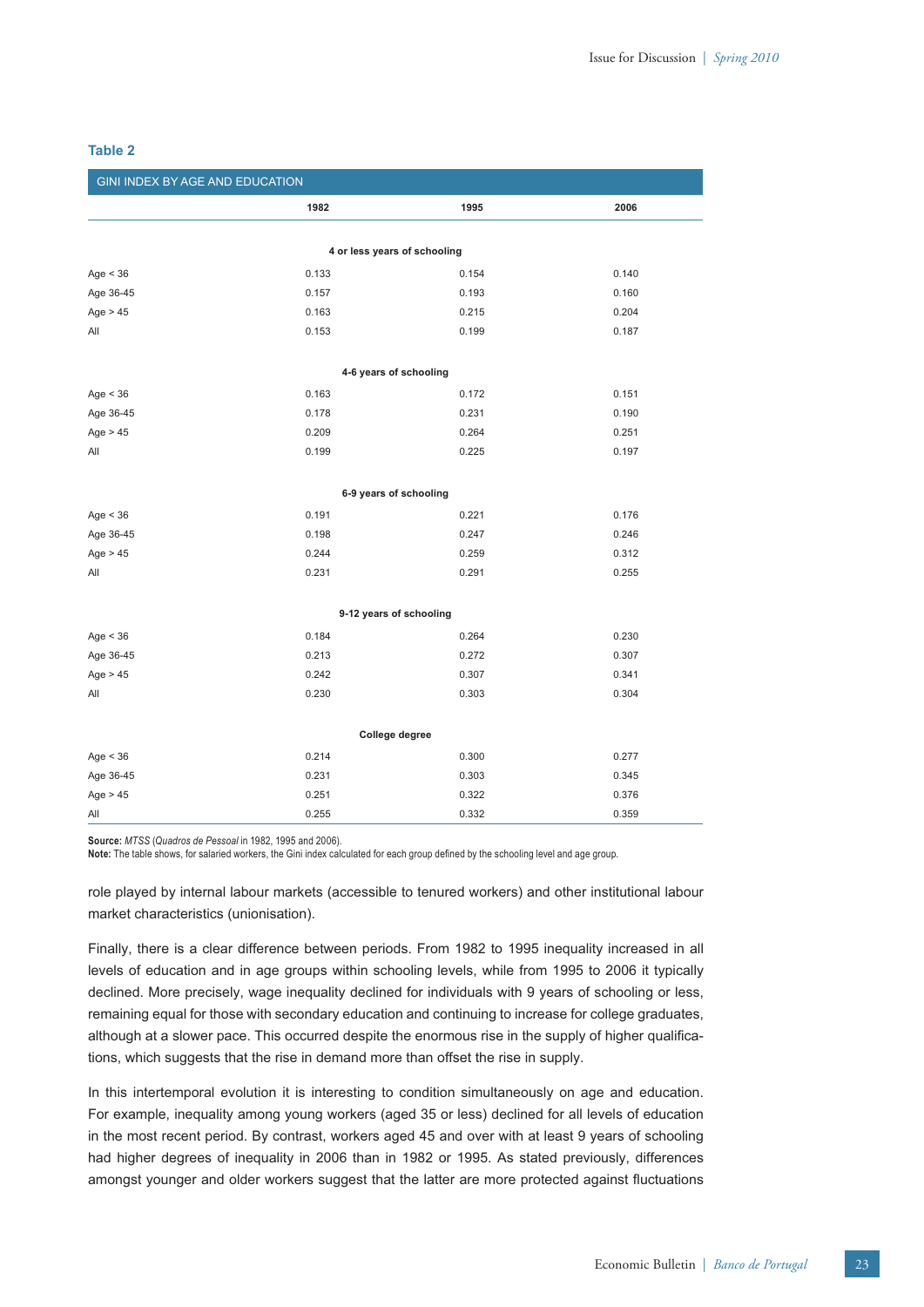**Table 2**

GINI INDEX BY AGE AND EDUCATION

| | 1982 | 1995 | 2006 |
|---|---|---|---|
| **4 or less years of schooling** | | | |
| Age < 36 | 0.133 | 0.154 | 0.140 |
| Age 36-45 | 0.157 | 0.193 | 0.160 |
| Age > 45 | 0.163 | 0.215 | 0.204 |
| All | 0.153 | 0.199 | 0.187 |
| **4-6 years of schooling** | | | |
| Age < 36 | 0.163 | 0.172 | 0.151 |
| Age 36-45 | 0.178 | 0.231 | 0.190 |
| Age > 45 | 0.209 | 0.264 | 0.251 |
| All | 0.199 | 0.225 | 0.197 |
| **6-9 years of schooling** | | | |
| Age < 36 | 0.191 | 0.221 | 0.176 |
| Age 36-45 | 0.198 | 0.247 | 0.246 |
| Age > 45 | 0.244 | 0.259 | 0.312 |
| All | 0.231 | 0.291 | 0.255 |
| **9-12 years of schooling** | | | |
| Age < 36 | 0.184 | 0.264 | 0.230 |
| Age 36-45 | 0.213 | 0.272 | 0.307 |
| Age > 45 | 0.242 | 0.307 | 0.341 |
| All | 0.230 | 0.303 | 0.304 |
| **College degree** | | | |
| Age < 36 | 0.214 | 0.300 | 0.277 |
| Age 36-45 | 0.231 | 0.303 | 0.345 |
| Age > 45 | 0.251 | 0.322 | 0.376 |
| All | 0.255 | 0.332 | 0.359 |

**Source:** *MTSS* (*Quadros de Pessoal* in 1982, 1995 and 2006).
**Note:** The table shows, for salaried workers, the Gini index calculated for each group defined by the schooling level and age group.

role played by internal labour markets (accessible to tenured workers) and other institutional labour market characteristics (unionisation).

Finally, there is a clear difference between periods. From 1982 to 1995 inequality increased in all levels of education and in age groups within schooling levels, while from 1995 to 2006 it typically declined. More precisely, wage inequality declined for individuals with 9 years of schooling or less, remaining equal for those with secondary education and continuing to increase for college graduates, although at a slower pace. This occurred despite the enormous rise in the supply of higher qualifications, which suggests that the rise in demand more than offset the rise in supply.

In this intertemporal evolution it is interesting to condition simultaneously on age and education. For example, inequality among young workers (aged 35 or less) declined for all levels of education in the most recent period. By contrast, workers aged 45 and over with at least 9 years of schooling had higher degrees of inequality in 2006 than in 1982 or 1995. As stated previously, differences amongst younger and older workers suggest that the latter are more protected against fluctuations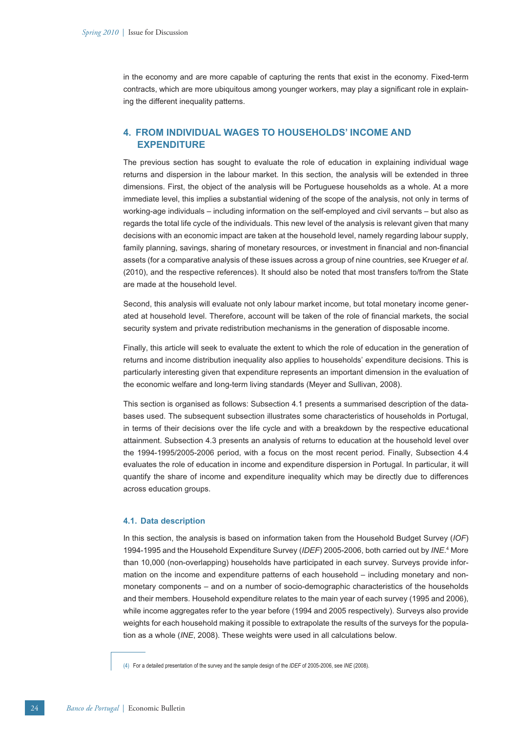in the economy and are more capable of capturing the rents that exist in the economy. Fixed-term contracts, which are more ubiquitous among younger workers, may play a significant role in explaining the different inequality patterns.

## 4. FROM INDIVIDUAL WAGES TO HOUSEHOLDS' INCOME AND EXPENDITURE

The previous section has sought to evaluate the role of education in explaining individual wage returns and dispersion in the labour market. In this section, the analysis will be extended in three dimensions. First, the object of the analysis will be Portuguese households as a whole. At a more immediate level, this implies a substantial widening of the scope of the analysis, not only in terms of working-age individuals – including information on the self-employed and civil servants – but also as regards the total life cycle of the individuals. This new level of the analysis is relevant given that many decisions with an economic impact are taken at the household level, namely regarding labour supply, family planning, savings, sharing of monetary resources, or investment in financial and non-financial assets (for a comparative analysis of these issues across a group of nine countries, see Krueger *et al*. (2010), and the respective references). It should also be noted that most transfers to/from the State are made at the household level.

Second, this analysis will evaluate not only labour market income, but total monetary income generated at household level. Therefore, account will be taken of the role of financial markets, the social security system and private redistribution mechanisms in the generation of disposable income.

Finally, this article will seek to evaluate the extent to which the role of education in the generation of returns and income distribution inequality also applies to households' expenditure decisions. This is particularly interesting given that expenditure represents an important dimension in the evaluation of the economic welfare and long-term living standards (Meyer and Sullivan, 2008).

This section is organised as follows: Subsection 4.1 presents a summarised description of the databases used. The subsequent subsection illustrates some characteristics of households in Portugal, in terms of their decisions over the life cycle and with a breakdown by the respective educational attainment. Subsection 4.3 presents an analysis of returns to education at the household level over the 1994-1995/2005-2006 period, with a focus on the most recent period. Finally, Subsection 4.4 evaluates the role of education in income and expenditure dispersion in Portugal. In particular, it will quantify the share of income and expenditure inequality which may be directly due to differences across education groups.

### 4.1. Data description

In this section, the analysis is based on information taken from the Household Budget Survey (*IOF*) 1994-1995 and the Household Expenditure Survey (*IDEF*) 2005-2006, both carried out by *INE*.[4] More than 10,000 (non-overlapping) households have participated in each survey. Surveys provide information on the income and expenditure patterns of each household – including monetary and non-monetary components – and on a number of socio-demographic characteristics of the households and their members. Household expenditure relates to the main year of each survey (1995 and 2006), while income aggregates refer to the year before (1994 and 2005 respectively). Surveys also provide weights for each household making it possible to extrapolate the results of the surveys for the population as a whole (*INE*, 2008). These weights were used in all calculations below.

(4) For a detailed presentation of the survey and the sample design of the *IDEF* of 2005-2006, see *INE* (2008).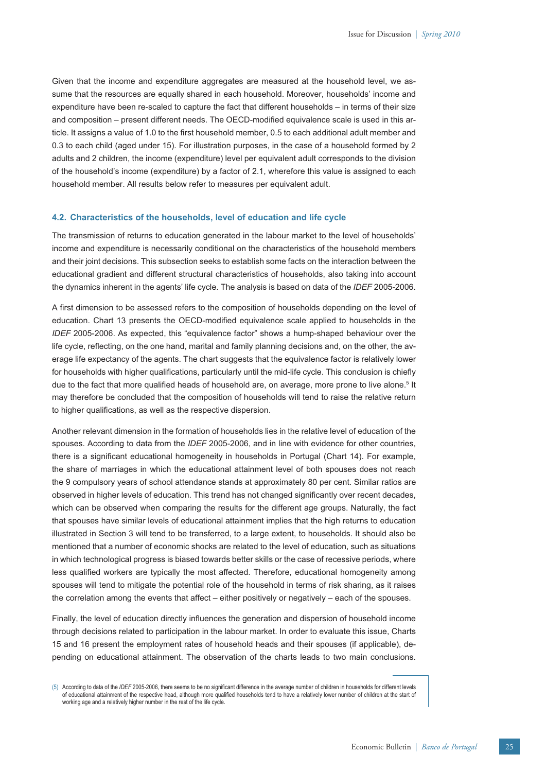Given that the income and expenditure aggregates are measured at the household level, we assume that the resources are equally shared in each household. Moreover, households' income and expenditure have been re-scaled to capture the fact that different households – in terms of their size and composition – present different needs. The OECD-modified equivalence scale is used in this article. It assigns a value of 1.0 to the first household member, 0.5 to each additional adult member and 0.3 to each child (aged under 15). For illustration purposes, in the case of a household formed by 2 adults and 2 children, the income (expenditure) level per equivalent adult corresponds to the division of the household's income (expenditure) by a factor of 2.1, wherefore this value is assigned to each household member. All results below refer to measures per equivalent adult.

### 4.2. Characteristics of the households, level of education and life cycle

The transmission of returns to education generated in the labour market to the level of households' income and expenditure is necessarily conditional on the characteristics of the household members and their joint decisions. This subsection seeks to establish some facts on the interaction between the educational gradient and different structural characteristics of households, also taking into account the dynamics inherent in the agents' life cycle. The analysis is based on data of the *IDEF* 2005-2006.

A first dimension to be assessed refers to the composition of households depending on the level of education. Chart 13 presents the OECD-modified equivalence scale applied to households in the *IDEF* 2005-2006. As expected, this "equivalence factor" shows a hump-shaped behaviour over the life cycle, reflecting, on the one hand, marital and family planning decisions and, on the other, the average life expectancy of the agents. The chart suggests that the equivalence factor is relatively lower for households with higher qualifications, particularly until the mid-life cycle. This conclusion is chiefly due to the fact that more qualified heads of household are, on average, more prone to live alone.[5] It may therefore be concluded that the composition of households will tend to raise the relative return to higher qualifications, as well as the respective dispersion.

Another relevant dimension in the formation of households lies in the relative level of education of the spouses. According to data from the *IDEF* 2005-2006, and in line with evidence for other countries, there is a significant educational homogeneity in households in Portugal (Chart 14). For example, the share of marriages in which the educational attainment level of both spouses does not reach the 9 compulsory years of school attendance stands at approximately 80 per cent. Similar ratios are observed in higher levels of education. This trend has not changed significantly over recent decades, which can be observed when comparing the results for the different age groups. Naturally, the fact that spouses have similar levels of educational attainment implies that the high returns to education illustrated in Section 3 will tend to be transferred, to a large extent, to households. It should also be mentioned that a number of economic shocks are related to the level of education, such as situations in which technological progress is biased towards better skills or the case of recessive periods, where less qualified workers are typically the most affected. Therefore, educational homogeneity among spouses will tend to mitigate the potential role of the household in terms of risk sharing, as it raises the correlation among the events that affect – either positively or negatively – each of the spouses.

Finally, the level of education directly influences the generation and dispersion of household income through decisions related to participation in the labour market. In order to evaluate this issue, Charts 15 and 16 present the employment rates of household heads and their spouses (if applicable), depending on educational attainment. The observation of the charts leads to two main conclusions.

(5) According to data of the *IDEF* 2005-2006, there seems to be no significant difference in the average number of children in households for different levels of educational attainment of the respective head, although more qualified households tend to have a relatively lower number of children at the start of working age and a relatively higher number in the rest of the life cycle.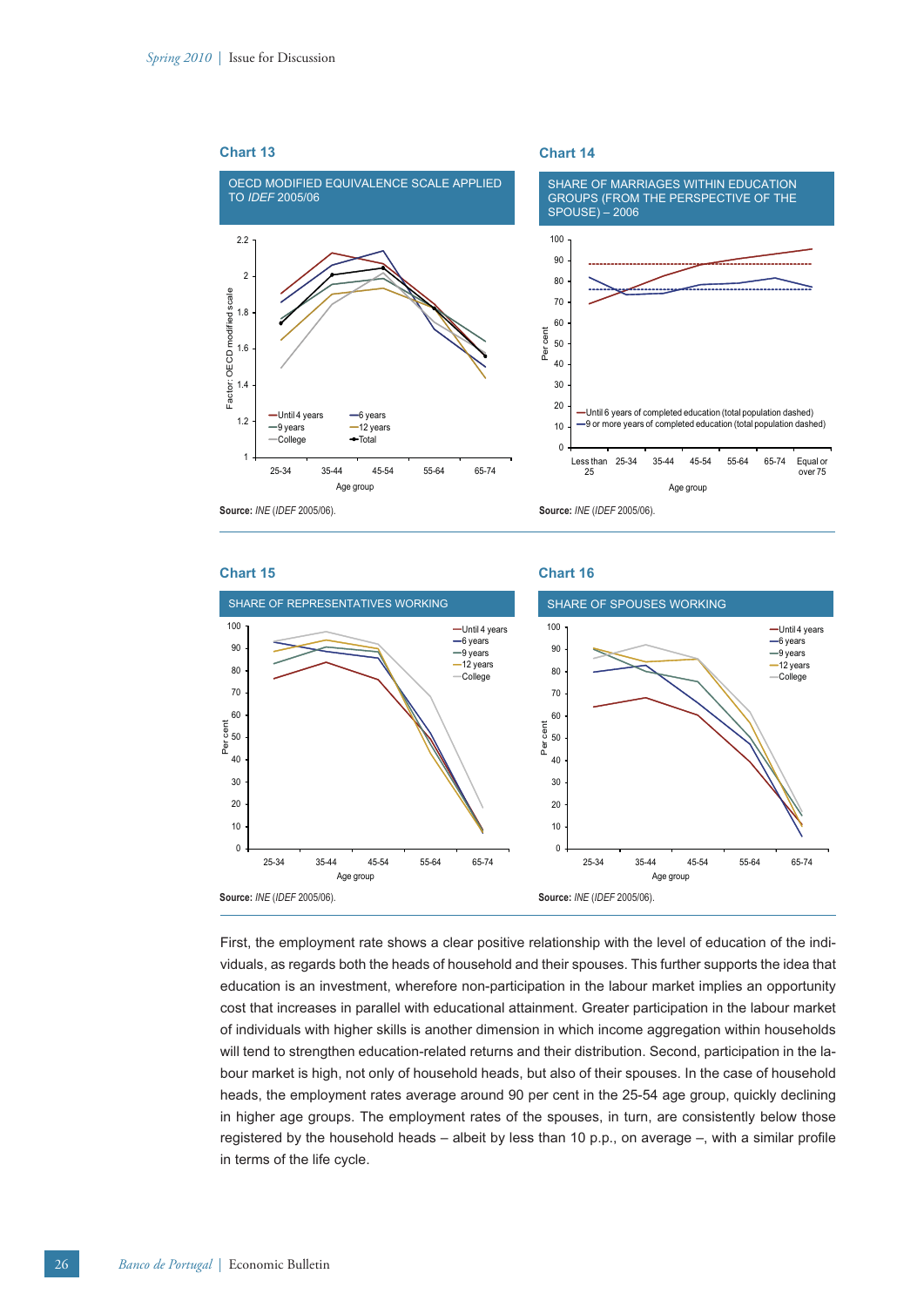### Chart 13

OECD MODIFIED EQUIVALENCE SCALE APPLIED TO *IDEF* 2005/06

**Source:** *INE* (*IDEF* 2005/06).

### Chart 14

SHARE OF MARRIAGES WITHIN EDUCATION GROUPS (FROM THE PERSPECTIVE OF THE SPOUSE) – 2006

**Source:** *INE* (*IDEF* 2005/06).

### Chart 15

SHARE OF REPRESENTATIVES WORKING

**Source:** *INE* (*IDEF* 2005/06).

### Chart 16

SHARE OF SPOUSES WORKING

**Source:** *INE* (*IDEF* 2005/06).

First, the employment rate shows a clear positive relationship with the level of education of the individuals, as regards both the heads of household and their spouses. This further supports the idea that education is an investment, wherefore non-participation in the labour market implies an opportunity cost that increases in parallel with educational attainment. Greater participation in the labour market of individuals with higher skills is another dimension in which income aggregation within households will tend to strengthen education-related returns and their distribution. Second, participation in the labour market is high, not only of household heads, but also of their spouses. In the case of household heads, the employment rates average around 90 per cent in the 25-54 age group, quickly declining in higher age groups. The employment rates of the spouses, in turn, are consistently below those registered by the household heads – albeit by less than 10 p.p., on average –, with a similar profile in terms of the life cycle.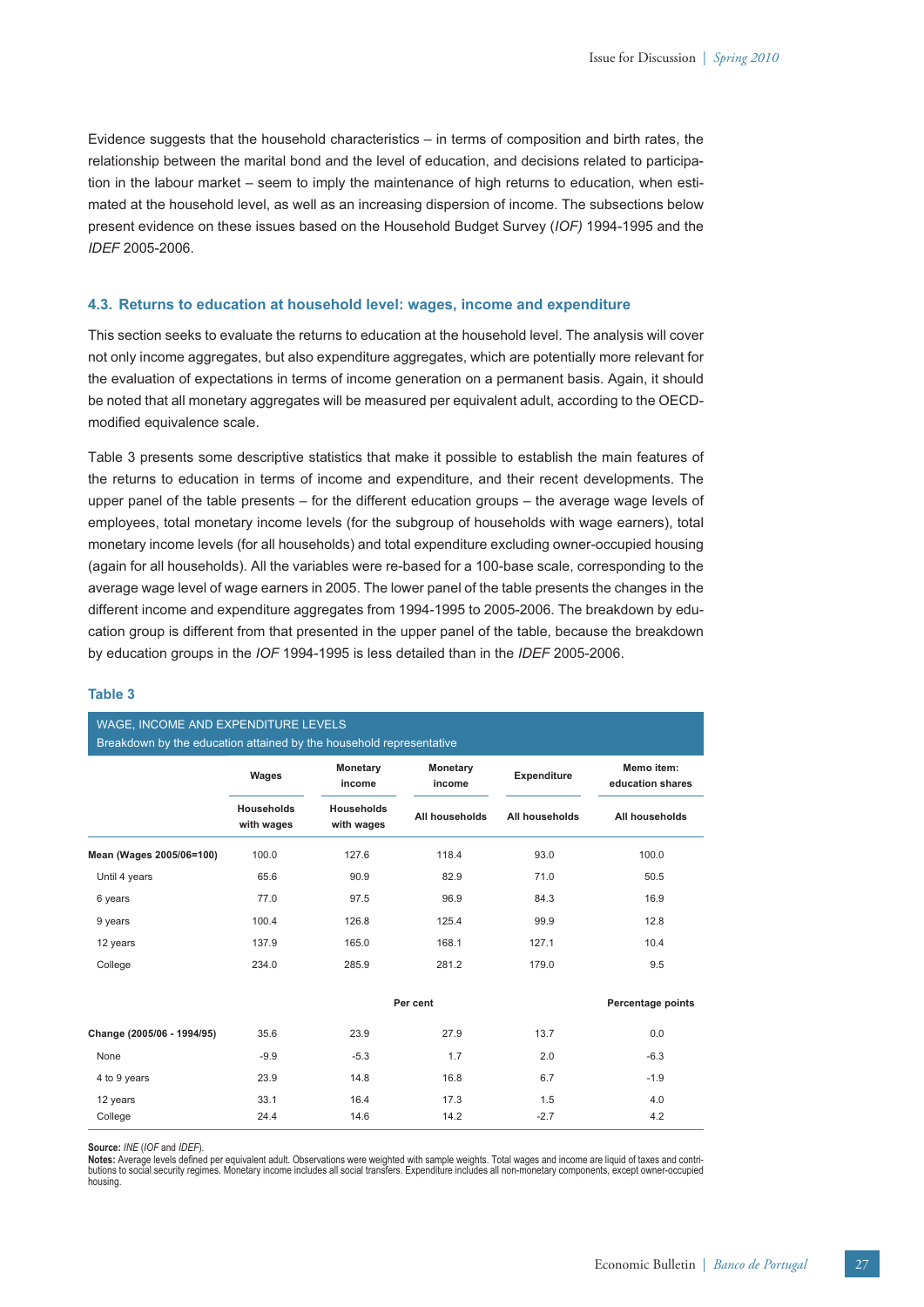Evidence suggests that the household characteristics – in terms of composition and birth rates, the relationship between the marital bond and the level of education, and decisions related to participation in the labour market – seem to imply the maintenance of high returns to education, when estimated at the household level, as well as an increasing dispersion of income. The subsections below present evidence on these issues based on the Household Budget Survey (*IOF)* 1994-1995 and the *IDEF* 2005-2006.

### 4.3. Returns to education at household level: wages, income and expenditure

This section seeks to evaluate the returns to education at the household level. The analysis will cover not only income aggregates, but also expenditure aggregates, which are potentially more relevant for the evaluation of expectations in terms of income generation on a permanent basis. Again, it should be noted that all monetary aggregates will be measured per equivalent adult, according to the OECD-modified equivalence scale.

Table 3 presents some descriptive statistics that make it possible to establish the main features of the returns to education in terms of income and expenditure, and their recent developments. The upper panel of the table presents – for the different education groups – the average wage levels of employees, total monetary income levels (for the subgroup of households with wage earners), total monetary income levels (for all households) and total expenditure excluding owner-occupied housing (again for all households). All the variables were re-based for a 100-base scale, corresponding to the average wage level of wage earners in 2005. The lower panel of the table presents the changes in the different income and expenditure aggregates from 1994-1995 to 2005-2006. The breakdown by education group is different from that presented in the upper panel of the table, because the breakdown by education groups in the *IOF* 1994-1995 is less detailed than in the *IDEF* 2005-2006.

**Table 3**

**WAGE, INCOME AND EXPENDITURE LEVELS**
Breakdown by the education attained by the household representative

| | Wages | Monetary income | Monetary income | Expenditure | Memo item: education shares |
|---|---|---|---|---|---|
| | Households with wages | Households with wages | All households | All households | All households |
| **Mean (Wages 2005/06=100)** | 100.0 | 127.6 | 118.4 | 93.0 | 100.0 |
| Until 4 years | 65.6 | 90.9 | 82.9 | 71.0 | 50.5 |
| 6 years | 77.0 | 97.5 | 96.9 | 84.3 | 16.9 |
| 9 years | 100.4 | 126.8 | 125.4 | 99.9 | 12.8 |
| 12 years | 137.9 | 165.0 | 168.1 | 127.1 | 10.4 |
| College | 234.0 | 285.9 | 281.2 | 179.0 | 9.5 |
| | Per cent | | | | Percentage points |
| **Change (2005/06 - 1994/95)** | 35.6 | 23.9 | 27.9 | 13.7 | 0.0 |
| None | -9.9 | -5.3 | 1.7 | 2.0 | -6.3 |
| 4 to 9 years | 23.9 | 14.8 | 16.8 | 6.7 | -1.9 |
| 12 years | 33.1 | 16.4 | 17.3 | 1.5 | 4.0 |
| College | 24.4 | 14.6 | 14.2 | -2.7 | 4.2 |

**Source:** *INE* (*IOF* and *IDEF*).
**Notes:** Average levels defined per equivalent adult. Observations were weighted with sample weights. Total wages and income are liquid of taxes and contributions to social security regimes. Monetary income includes all social transfers. Expenditure includes all non-monetary components, except owner-occupied housing.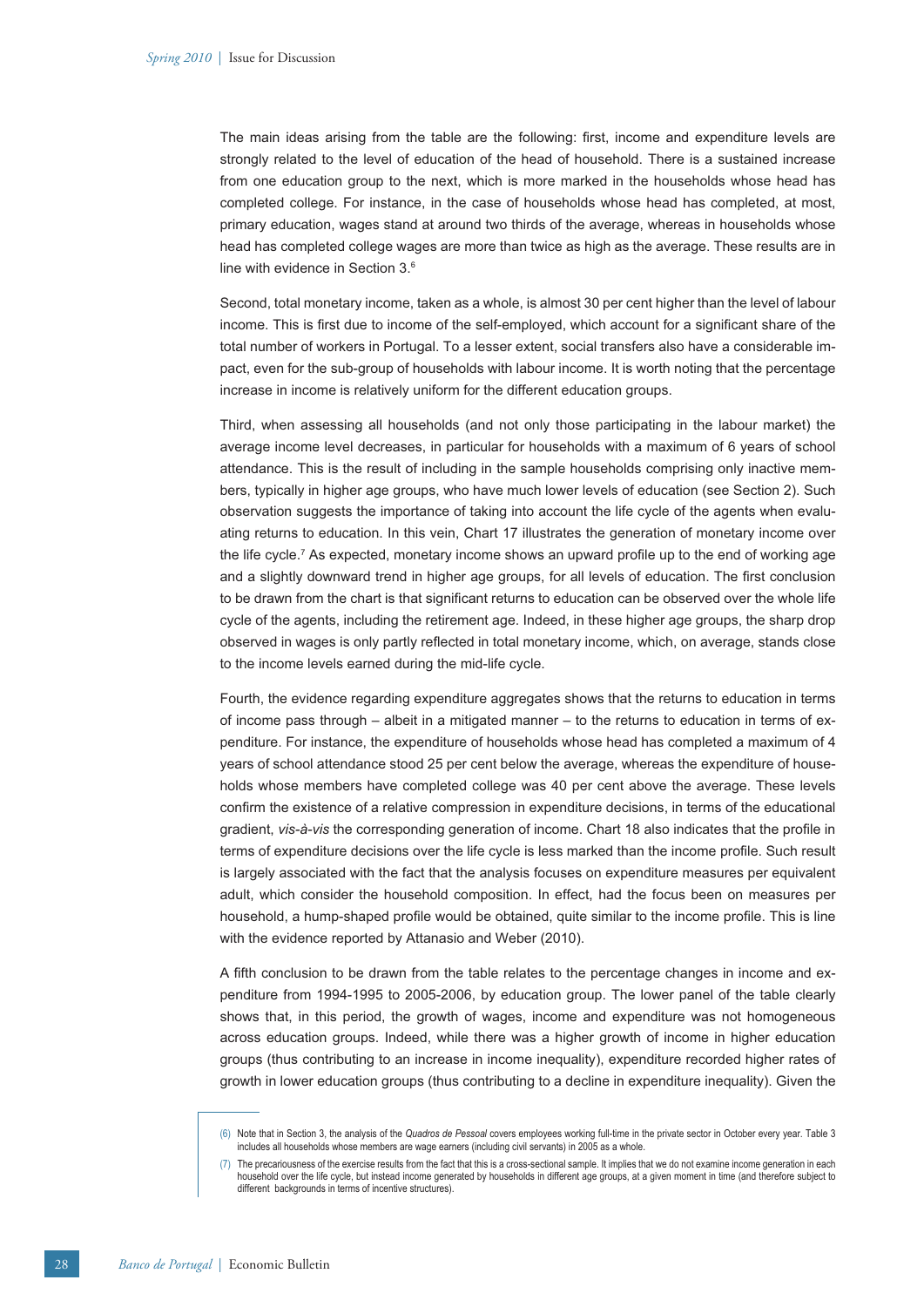The main ideas arising from the table are the following: first, income and expenditure levels are strongly related to the level of education of the head of household. There is a sustained increase from one education group to the next, which is more marked in the households whose head has completed college. For instance, in the case of households whose head has completed, at most, primary education, wages stand at around two thirds of the average, whereas in households whose head has completed college wages are more than twice as high as the average. These results are in line with evidence in Section 3.[6]

Second, total monetary income, taken as a whole, is almost 30 per cent higher than the level of labour income. This is first due to income of the self-employed, which account for a significant share of the total number of workers in Portugal. To a lesser extent, social transfers also have a considerable impact, even for the sub-group of households with labour income. It is worth noting that the percentage increase in income is relatively uniform for the different education groups.

Third, when assessing all households (and not only those participating in the labour market) the average income level decreases, in particular for households with a maximum of 6 years of school attendance. This is the result of including in the sample households comprising only inactive members, typically in higher age groups, who have much lower levels of education (see Section 2). Such observation suggests the importance of taking into account the life cycle of the agents when evaluating returns to education. In this vein, Chart 17 illustrates the generation of monetary income over the life cycle.[7] As expected, monetary income shows an upward profile up to the end of working age and a slightly downward trend in higher age groups, for all levels of education. The first conclusion to be drawn from the chart is that significant returns to education can be observed over the whole life cycle of the agents, including the retirement age. Indeed, in these higher age groups, the sharp drop observed in wages is only partly reflected in total monetary income, which, on average, stands close to the income levels earned during the mid-life cycle.

Fourth, the evidence regarding expenditure aggregates shows that the returns to education in terms of income pass through – albeit in a mitigated manner – to the returns to education in terms of expenditure. For instance, the expenditure of households whose head has completed a maximum of 4 years of school attendance stood 25 per cent below the average, whereas the expenditure of households whose members have completed college was 40 per cent above the average. These levels confirm the existence of a relative compression in expenditure decisions, in terms of the educational gradient, *vis-à-vis* the corresponding generation of income. Chart 18 also indicates that the profile in terms of expenditure decisions over the life cycle is less marked than the income profile. Such result is largely associated with the fact that the analysis focuses on expenditure measures per equivalent adult, which consider the household composition. In effect, had the focus been on measures per household, a hump-shaped profile would be obtained, quite similar to the income profile. This is line with the evidence reported by Attanasio and Weber (2010).

A fifth conclusion to be drawn from the table relates to the percentage changes in income and expenditure from 1994-1995 to 2005-2006, by education group. The lower panel of the table clearly shows that, in this period, the growth of wages, income and expenditure was not homogeneous across education groups. Indeed, while there was a higher growth of income in higher education groups (thus contributing to an increase in income inequality), expenditure recorded higher rates of growth in lower education groups (thus contributing to a decline in expenditure inequality). Given the

(6) Note that in Section 3, the analysis of the *Quadros de Pessoal* covers employees working full-time in the private sector in October every year. Table 3 includes all households whose members are wage earners (including civil servants) in 2005 as a whole.

(7) The precariousness of the exercise results from the fact that this is a cross-sectional sample. It implies that we do not examine income generation in each household over the life cycle, but instead income generated by households in different age groups, at a given moment in time (and therefore subject to different backgrounds in terms of incentive structures).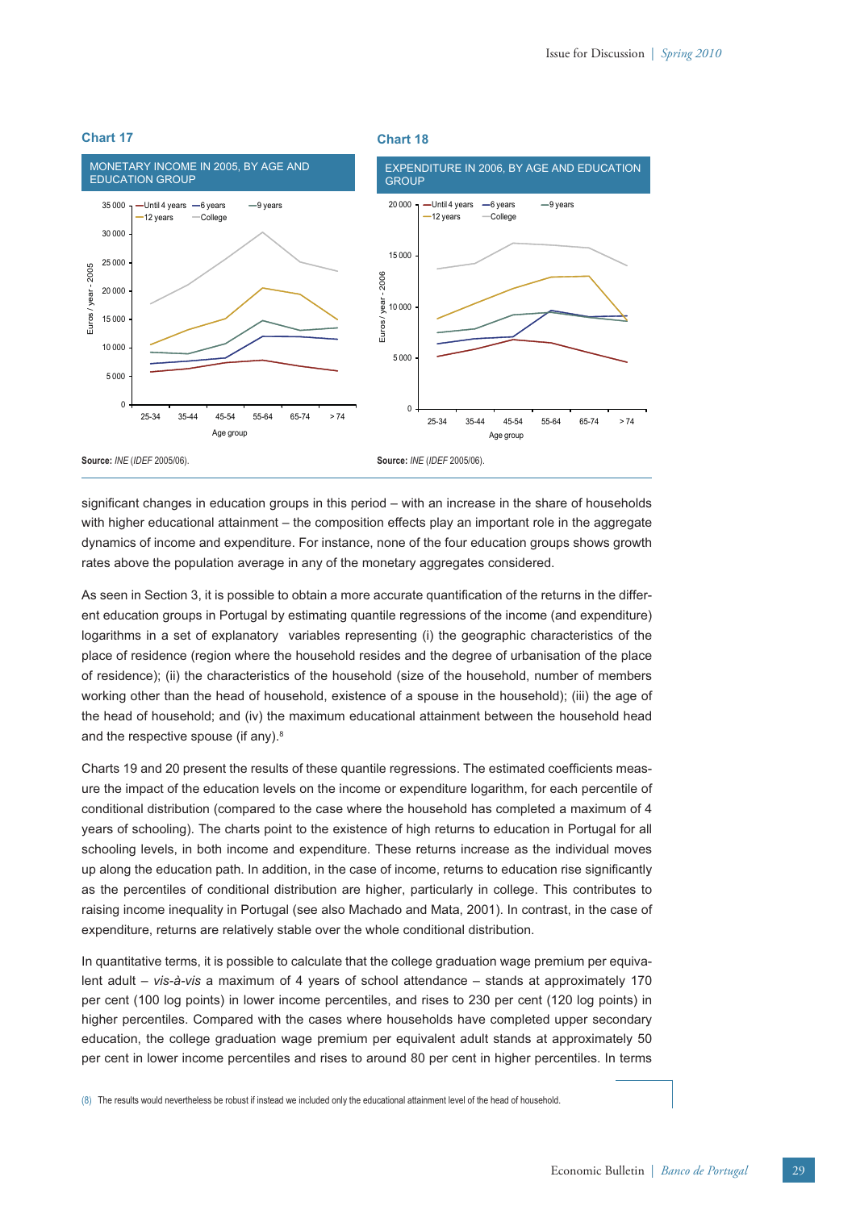**Chart 17**

MONETARY INCOME IN 2005, BY AGE AND EDUCATION GROUP

**Source:** INE (*IDEF* 2005/06).

**Chart 18**

EXPENDITURE IN 2006, BY AGE AND EDUCATION GROUP

**Source:** INE (*IDEF* 2005/06).

significant changes in education groups in this period – with an increase in the share of households with higher educational attainment – the composition effects play an important role in the aggregate dynamics of income and expenditure. For instance, none of the four education groups shows growth rates above the population average in any of the monetary aggregates considered.

As seen in Section 3, it is possible to obtain a more accurate quantification of the returns in the different education groups in Portugal by estimating quantile regressions of the income (and expenditure) logarithms in a set of explanatory variables representing (i) the geographic characteristics of the place of residence (region where the household resides and the degree of urbanisation of the place of residence); (ii) the characteristics of the household (size of the household, number of members working other than the head of household, existence of a spouse in the household); (iii) the age of the head of household; and (iv) the maximum educational attainment between the household head and the respective spouse (if any).[8]

Charts 19 and 20 present the results of these quantile regressions. The estimated coefficients measure the impact of the education levels on the income or expenditure logarithm, for each percentile of conditional distribution (compared to the case where the household has completed a maximum of 4 years of schooling). The charts point to the existence of high returns to education in Portugal for all schooling levels, in both income and expenditure. These returns increase as the individual moves up along the education path. In addition, in the case of income, returns to education rise significantly as the percentiles of conditional distribution are higher, particularly in college. This contributes to raising income inequality in Portugal (see also Machado and Mata, 2001). In contrast, in the case of expenditure, returns are relatively stable over the whole conditional distribution.

In quantitative terms, it is possible to calculate that the college graduation wage premium per equivalent adult – *vis-à-vis* a maximum of 4 years of school attendance – stands at approximately 170 per cent (100 log points) in lower income percentiles, and rises to 230 per cent (120 log points) in higher percentiles. Compared with the cases where households have completed upper secondary education, the college graduation wage premium per equivalent adult stands at approximately 50 per cent in lower income percentiles and rises to around 80 per cent in higher percentiles. In terms

(8) The results would nevertheless be robust if instead we included only the educational attainment level of the head of household.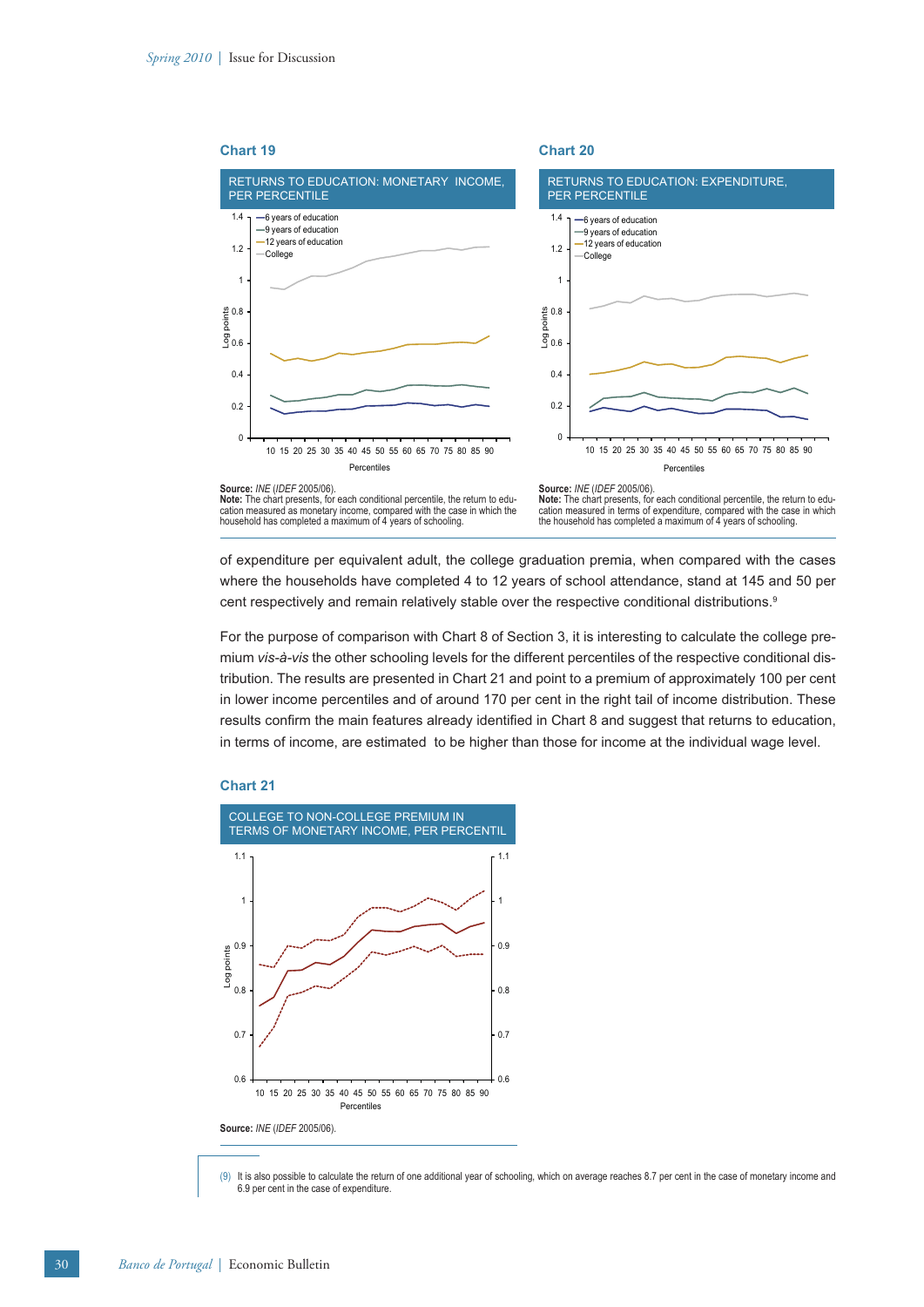### Chart 19

RETURNS TO EDUCATION: MONETARY INCOME, PER PERCENTILE

**Source:** *INE* (*IDEF* 2005/06).
**Note:** The chart presents, for each conditional percentile, the return to education measured as monetary income, compared with the case in which the household has completed a maximum of 4 years of schooling.

### Chart 20

RETURNS TO EDUCATION: EXPENDITURE, PER PERCENTILE

**Source:** *INE* (*IDEF* 2005/06).
**Note:** The chart presents, for each conditional percentile, the return to education measured in terms of expenditure, compared with the case in which the household has completed a maximum of 4 years of schooling.

of expenditure per equivalent adult, the college graduation premia, when compared with the cases where the households have completed 4 to 12 years of school attendance, stand at 145 and 50 per cent respectively and remain relatively stable over the respective conditional distributions.[9]

For the purpose of comparison with Chart 8 of Section 3, it is interesting to calculate the college premium *vis-à-vis* the other schooling levels for the different percentiles of the respective conditional distribution. The results are presented in Chart 21 and point to a premium of approximately 100 per cent in lower income percentiles and of around 170 per cent in the right tail of income distribution. These results confirm the main features already identified in Chart 8 and suggest that returns to education, in terms of income, are estimated to be higher than those for income at the individual wage level.

### Chart 21

COLLEGE TO NON-COLLEGE PREMIUM IN TERMS OF MONETARY INCOME, PER PERCENTIL

**Source:** *INE* (*IDEF* 2005/06).

(9) It is also possible to calculate the return of one additional year of schooling, which on average reaches 8.7 per cent in the case of monetary income and 6.9 per cent in the case of expenditure.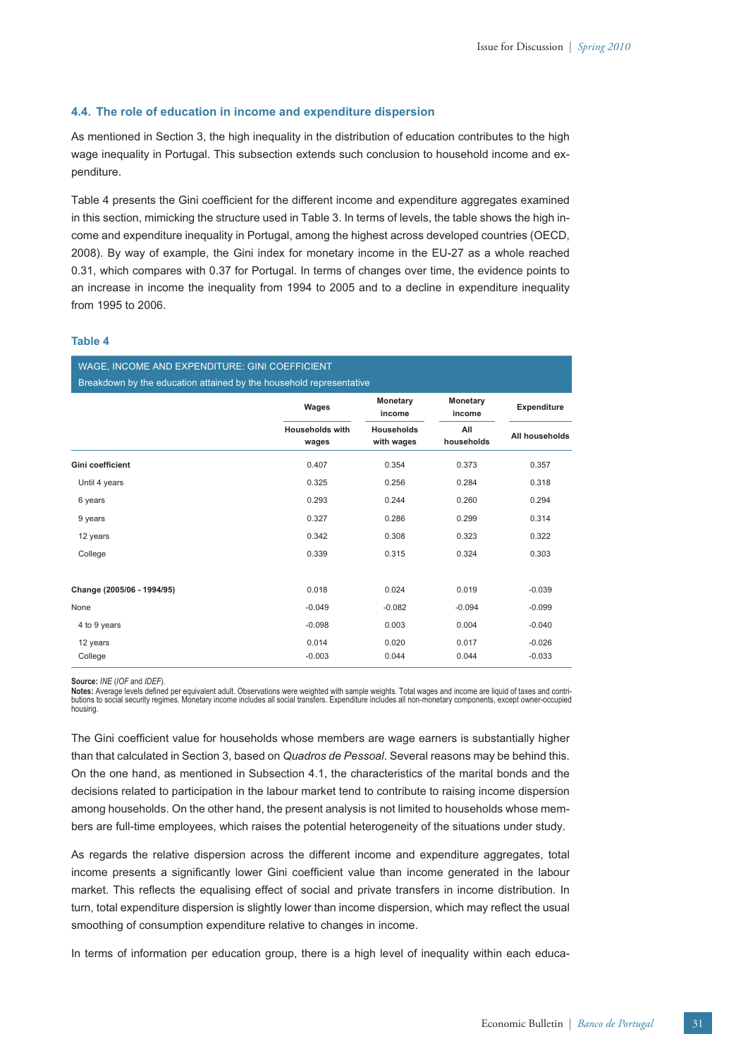### 4.4. The role of education in income and expenditure dispersion

As mentioned in Section 3, the high inequality in the distribution of education contributes to the high wage inequality in Portugal. This subsection extends such conclusion to household income and expenditure.

Table 4 presents the Gini coefficient for the different income and expenditure aggregates examined in this section, mimicking the structure used in Table 3. In terms of levels, the table shows the high income and expenditure inequality in Portugal, among the highest across developed countries (OECD, 2008). By way of example, the Gini index for monetary income in the EU-27 as a whole reached 0.31, which compares with 0.37 for Portugal. In terms of changes over time, the evidence points to an increase in income the inequality from 1994 to 2005 and to a decline in expenditure inequality from 1995 to 2006.

**Table 4**

WAGE, INCOME AND EXPENDITURE: GINI COEFFICIENT

Breakdown by the education attained by the household representative

| | Wages | Monetary income | Monetary income | Expenditure |
|---|---|---|---|---|
| | Households with wages | Households with wages | All households | All households |
| **Gini coefficient** | 0.407 | 0.354 | 0.373 | 0.357 |
| Until 4 years | 0.325 | 0.256 | 0.284 | 0.318 |
| 6 years | 0.293 | 0.244 | 0.260 | 0.294 |
| 9 years | 0.327 | 0.286 | 0.299 | 0.314 |
| 12 years | 0.342 | 0.308 | 0.323 | 0.322 |
| College | 0.339 | 0.315 | 0.324 | 0.303 |
| **Change (2005/06 - 1994/95)** | 0.018 | 0.024 | 0.019 | -0.039 |
| None | -0.049 | -0.082 | -0.094 | -0.099 |
| 4 to 9 years | -0.098 | 0.003 | 0.004 | -0.040 |
| 12 years | 0.014 | 0.020 | 0.017 | -0.026 |
| College | -0.003 | 0.044 | 0.044 | -0.033 |

**Source:** *INE* (*IOF* and *IDEF*).
**Notes:** Average levels defined per equivalent adult. Observations were weighted with sample weights. Total wages and income are liquid of taxes and contributions to social security regimes. Monetary income includes all social transfers. Expenditure includes all non-monetary components, except owner-occupied housing.

The Gini coefficient value for households whose members are wage earners is substantially higher than that calculated in Section 3, based on *Quadros de Pessoal*. Several reasons may be behind this. On the one hand, as mentioned in Subsection 4.1, the characteristics of the marital bonds and the decisions related to participation in the labour market tend to contribute to raising income dispersion among households. On the other hand, the present analysis is not limited to households whose members are full-time employees, which raises the potential heterogeneity of the situations under study.

As regards the relative dispersion across the different income and expenditure aggregates, total income presents a significantly lower Gini coefficient value than income generated in the labour market. This reflects the equalising effect of social and private transfers in income distribution. In turn, total expenditure dispersion is slightly lower than income dispersion, which may reflect the usual smoothing of consumption expenditure relative to changes in income.

In terms of information per education group, there is a high level of inequality within each educa-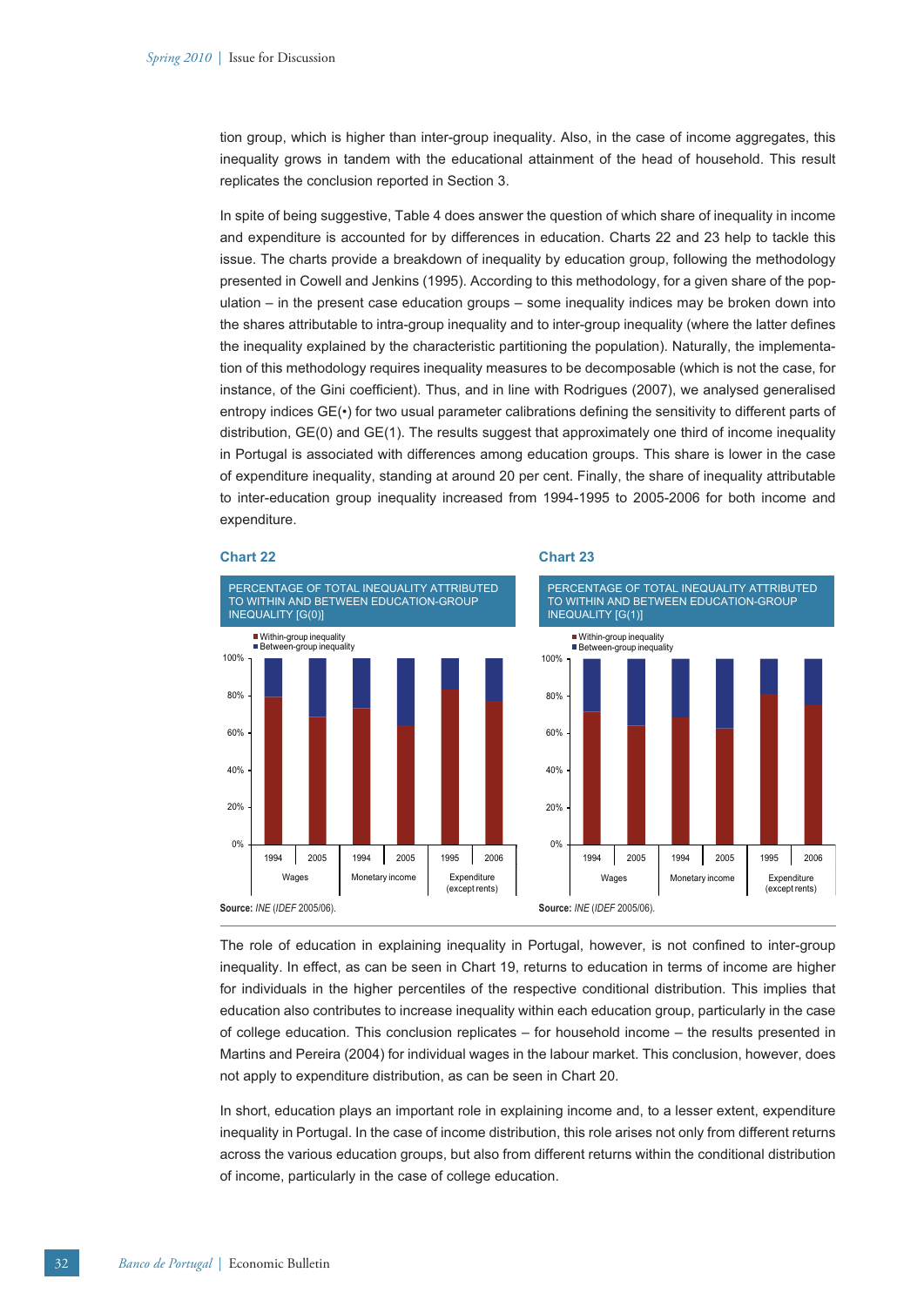tion group, which is higher than inter-group inequality. Also, in the case of income aggregates, this inequality grows in tandem with the educational attainment of the head of household. This result replicates the conclusion reported in Section 3.

In spite of being suggestive, Table 4 does answer the question of which share of inequality in income and expenditure is accounted for by differences in education. Charts 22 and 23 help to tackle this issue. The charts provide a breakdown of inequality by education group, following the methodology presented in Cowell and Jenkins (1995). According to this methodology, for a given share of the population – in the present case education groups – some inequality indices may be broken down into the shares attributable to intra-group inequality and to inter-group inequality (where the latter defines the inequality explained by the characteristic partitioning the population). Naturally, the implementation of this methodology requires inequality measures to be decomposable (which is not the case, for instance, of the Gini coefficient). Thus, and in line with Rodrigues (2007), we analysed generalised entropy indices GE(•) for two usual parameter calibrations defining the sensitivity to different parts of distribution, GE(0) and GE(1). The results suggest that approximately one third of income inequality in Portugal is associated with differences among education groups. This share is lower in the case of expenditure inequality, standing at around 20 per cent. Finally, the share of inequality attributable to inter-education group inequality increased from 1994-1995 to 2005-2006 for both income and expenditure.

**Chart 22**

PERCENTAGE OF TOTAL INEQUALITY ATTRIBUTED TO WITHIN AND BETWEEN EDUCATION-GROUP INEQUALITY [G(0)]

Within-group inequality
Between-group inequality

100%, 80%, 60%, 40%, 20%, 0%

| Wages 1994 | Wages 2005 | Monetary income 1994 | Monetary income 2005 | Expenditure (except rents) 1995 | Expenditure (except rents) 2006 |
|---|---|---|---|---|---|

**Source:** *INE* (*IDEF* 2005/06).

**Chart 23**

PERCENTAGE OF TOTAL INEQUALITY ATTRIBUTED TO WITHIN AND BETWEEN EDUCATION-GROUP INEQUALITY [G(1)]

Within-group inequality
Between-group inequality

100%, 80%, 60%, 40%, 20%, 0%

| Wages 1994 | Wages 2005 | Monetary income 1994 | Monetary income 2005 | Expenditure (except rents) 1995 | Expenditure (except rents) 2006 |
|---|---|---|---|---|---|

**Source:** *INE* (*IDEF* 2005/06).

The role of education in explaining inequality in Portugal, however, is not confined to inter-group inequality. In effect, as can be seen in Chart 19, returns to education in terms of income are higher for individuals in the higher percentiles of the respective conditional distribution. This implies that education also contributes to increase inequality within each education group, particularly in the case of college education. This conclusion replicates – for household income – the results presented in Martins and Pereira (2004) for individual wages in the labour market. This conclusion, however, does not apply to expenditure distribution, as can be seen in Chart 20.

In short, education plays an important role in explaining income and, to a lesser extent, expenditure inequality in Portugal. In the case of income distribution, this role arises not only from different returns across the various education groups, but also from different returns within the conditional distribution of income, particularly in the case of college education.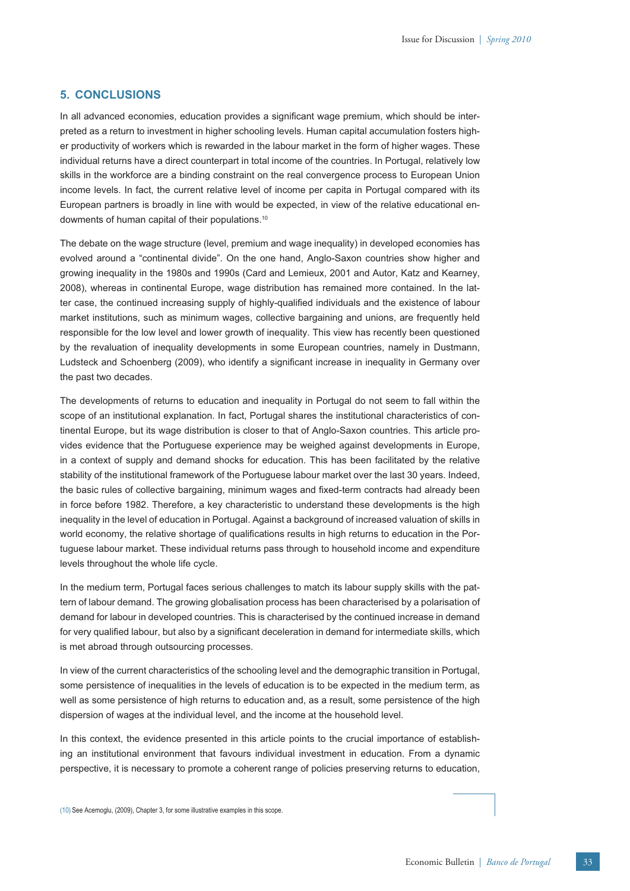## 5. CONCLUSIONS

In all advanced economies, education provides a significant wage premium, which should be interpreted as a return to investment in higher schooling levels. Human capital accumulation fosters higher productivity of workers which is rewarded in the labour market in the form of higher wages. These individual returns have a direct counterpart in total income of the countries. In Portugal, relatively low skills in the workforce are a binding constraint on the real convergence process to European Union income levels. In fact, the current relative level of income per capita in Portugal compared with its European partners is broadly in line with would be expected, in view of the relative educational endowments of human capital of their populations.[10]

The debate on the wage structure (level, premium and wage inequality) in developed economies has evolved around a "continental divide". On the one hand, Anglo-Saxon countries show higher and growing inequality in the 1980s and 1990s (Card and Lemieux, 2001 and Autor, Katz and Kearney, 2008), whereas in continental Europe, wage distribution has remained more contained. In the latter case, the continued increasing supply of highly-qualified individuals and the existence of labour market institutions, such as minimum wages, collective bargaining and unions, are frequently held responsible for the low level and lower growth of inequality. This view has recently been questioned by the revaluation of inequality developments in some European countries, namely in Dustmann, Ludsteck and Schoenberg (2009), who identify a significant increase in inequality in Germany over the past two decades.

The developments of returns to education and inequality in Portugal do not seem to fall within the scope of an institutional explanation. In fact, Portugal shares the institutional characteristics of continental Europe, but its wage distribution is closer to that of Anglo-Saxon countries. This article provides evidence that the Portuguese experience may be weighed against developments in Europe, in a context of supply and demand shocks for education. This has been facilitated by the relative stability of the institutional framework of the Portuguese labour market over the last 30 years. Indeed, the basic rules of collective bargaining, minimum wages and fixed-term contracts had already been in force before 1982. Therefore, a key characteristic to understand these developments is the high inequality in the level of education in Portugal. Against a background of increased valuation of skills in world economy, the relative shortage of qualifications results in high returns to education in the Portuguese labour market. These individual returns pass through to household income and expenditure levels throughout the whole life cycle.

In the medium term, Portugal faces serious challenges to match its labour supply skills with the pattern of labour demand. The growing globalisation process has been characterised by a polarisation of demand for labour in developed countries. This is characterised by the continued increase in demand for very qualified labour, but also by a significant deceleration in demand for intermediate skills, which is met abroad through outsourcing processes.

In view of the current characteristics of the schooling level and the demographic transition in Portugal, some persistence of inequalities in the levels of education is to be expected in the medium term, as well as some persistence of high returns to education and, as a result, some persistence of the high dispersion of wages at the individual level, and the income at the household level.

In this context, the evidence presented in this article points to the crucial importance of establishing an institutional environment that favours individual investment in education. From a dynamic perspective, it is necessary to promote a coherent range of policies preserving returns to education,

(10) See Acemoglu, (2009), Chapter 3, for some illustrative examples in this scope.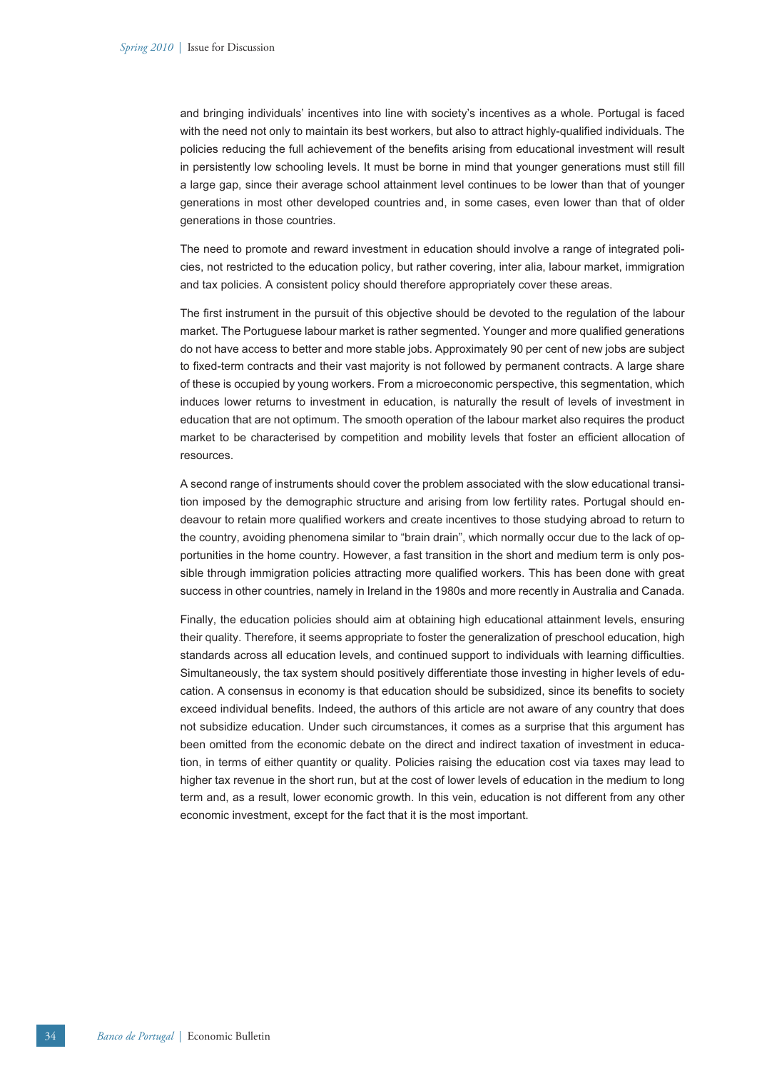and bringing individuals' incentives into line with society's incentives as a whole. Portugal is faced with the need not only to maintain its best workers, but also to attract highly-qualified individuals. The policies reducing the full achievement of the benefits arising from educational investment will result in persistently low schooling levels. It must be borne in mind that younger generations must still fill a large gap, since their average school attainment level continues to be lower than that of younger generations in most other developed countries and, in some cases, even lower than that of older generations in those countries.

The need to promote and reward investment in education should involve a range of integrated policies, not restricted to the education policy, but rather covering, inter alia, labour market, immigration and tax policies. A consistent policy should therefore appropriately cover these areas.

The first instrument in the pursuit of this objective should be devoted to the regulation of the labour market. The Portuguese labour market is rather segmented. Younger and more qualified generations do not have access to better and more stable jobs. Approximately 90 per cent of new jobs are subject to fixed-term contracts and their vast majority is not followed by permanent contracts. A large share of these is occupied by young workers. From a microeconomic perspective, this segmentation, which induces lower returns to investment in education, is naturally the result of levels of investment in education that are not optimum. The smooth operation of the labour market also requires the product market to be characterised by competition and mobility levels that foster an efficient allocation of resources.

A second range of instruments should cover the problem associated with the slow educational transition imposed by the demographic structure and arising from low fertility rates. Portugal should endeavour to retain more qualified workers and create incentives to those studying abroad to return to the country, avoiding phenomena similar to "brain drain", which normally occur due to the lack of opportunities in the home country. However, a fast transition in the short and medium term is only possible through immigration policies attracting more qualified workers. This has been done with great success in other countries, namely in Ireland in the 1980s and more recently in Australia and Canada.

Finally, the education policies should aim at obtaining high educational attainment levels, ensuring their quality. Therefore, it seems appropriate to foster the generalization of preschool education, high standards across all education levels, and continued support to individuals with learning difficulties. Simultaneously, the tax system should positively differentiate those investing in higher levels of education. A consensus in economy is that education should be subsidized, since its benefits to society exceed individual benefits. Indeed, the authors of this article are not aware of any country that does not subsidize education. Under such circumstances, it comes as a surprise that this argument has been omitted from the economic debate on the direct and indirect taxation of investment in education, in terms of either quantity or quality. Policies raising the education cost via taxes may lead to higher tax revenue in the short run, but at the cost of lower levels of education in the medium to long term and, as a result, lower economic growth. In this vein, education is not different from any other economic investment, except for the fact that it is the most important.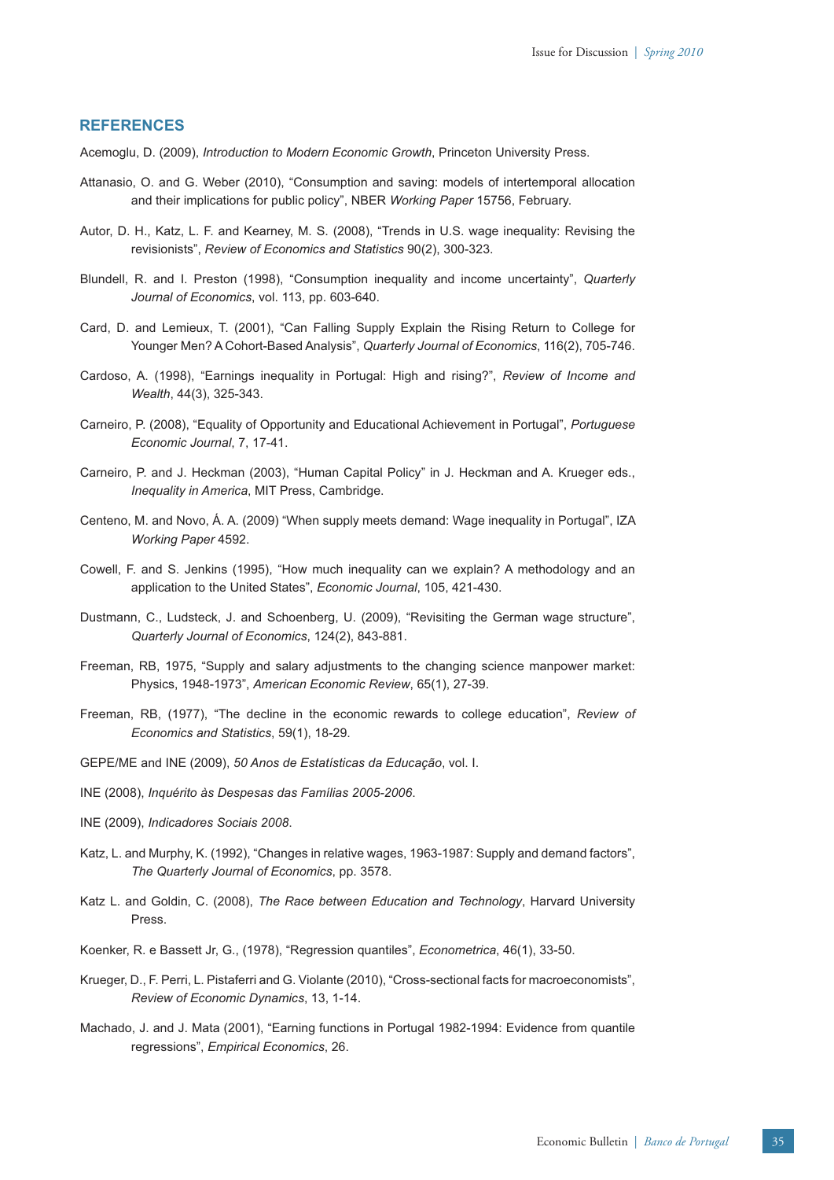## REFERENCES

Acemoglu, D. (2009), *Introduction to Modern Economic Growth*, Princeton University Press.

Attanasio, O. and G. Weber (2010), "Consumption and saving: models of intertemporal allocation and their implications for public policy", NBER *Working Paper* 15756, February.

Autor, D. H., Katz, L. F. and Kearney, M. S. (2008), "Trends in U.S. wage inequality: Revising the revisionists", *Review of Economics and Statistics* 90(2), 300-323.

Blundell, R. and I. Preston (1998), "Consumption inequality and income uncertainty", *Quarterly Journal of Economics*, vol. 113, pp. 603-640.

Card, D. and Lemieux, T. (2001), "Can Falling Supply Explain the Rising Return to College for Younger Men? A Cohort-Based Analysis", *Quarterly Journal of Economics*, 116(2), 705-746.

Cardoso, A. (1998), "Earnings inequality in Portugal: High and rising?", *Review of Income and Wealth*, 44(3), 325-343.

Carneiro, P. (2008), "Equality of Opportunity and Educational Achievement in Portugal", *Portuguese Economic Journal*, 7, 17-41.

Carneiro, P. and J. Heckman (2003), "Human Capital Policy" in J. Heckman and A. Krueger eds., *Inequality in America*, MIT Press, Cambridge.

Centeno, M. and Novo, Á. A. (2009) "When supply meets demand: Wage inequality in Portugal", IZA *Working Paper* 4592.

Cowell, F. and S. Jenkins (1995), "How much inequality can we explain? A methodology and an application to the United States", *Economic Journal*, 105, 421-430.

Dustmann, C., Ludsteck, J. and Schoenberg, U. (2009), "Revisiting the German wage structure", *Quarterly Journal of Economics*, 124(2), 843-881.

Freeman, RB, 1975, "Supply and salary adjustments to the changing science manpower market: Physics, 1948-1973", *American Economic Review*, 65(1), 27-39.

Freeman, RB, (1977), "The decline in the economic rewards to college education", *Review of Economics and Statistics*, 59(1), 18-29.

GEPE/ME and INE (2009), *50 Anos de Estatísticas da Educação*, vol. I.

INE (2008), *Inquérito às Despesas das Famílias 2005-2006*.

INE (2009), *Indicadores Sociais 2008*.

Katz, L. and Murphy, K. (1992), "Changes in relative wages, 1963-1987: Supply and demand factors", *The Quarterly Journal of Economics*, pp. 3578.

Katz L. and Goldin, C. (2008), *The Race between Education and Technology*, Harvard University Press.

Koenker, R. e Bassett Jr, G., (1978), "Regression quantiles", *Econometrica*, 46(1), 33-50.

Krueger, D., F. Perri, L. Pistaferri and G. Violante (2010), "Cross-sectional facts for macroeconomists", *Review of Economic Dynamics*, 13, 1-14.

Machado, J. and J. Mata (2001), "Earning functions in Portugal 1982-1994: Evidence from quantile regressions", *Empirical Economics*, 26.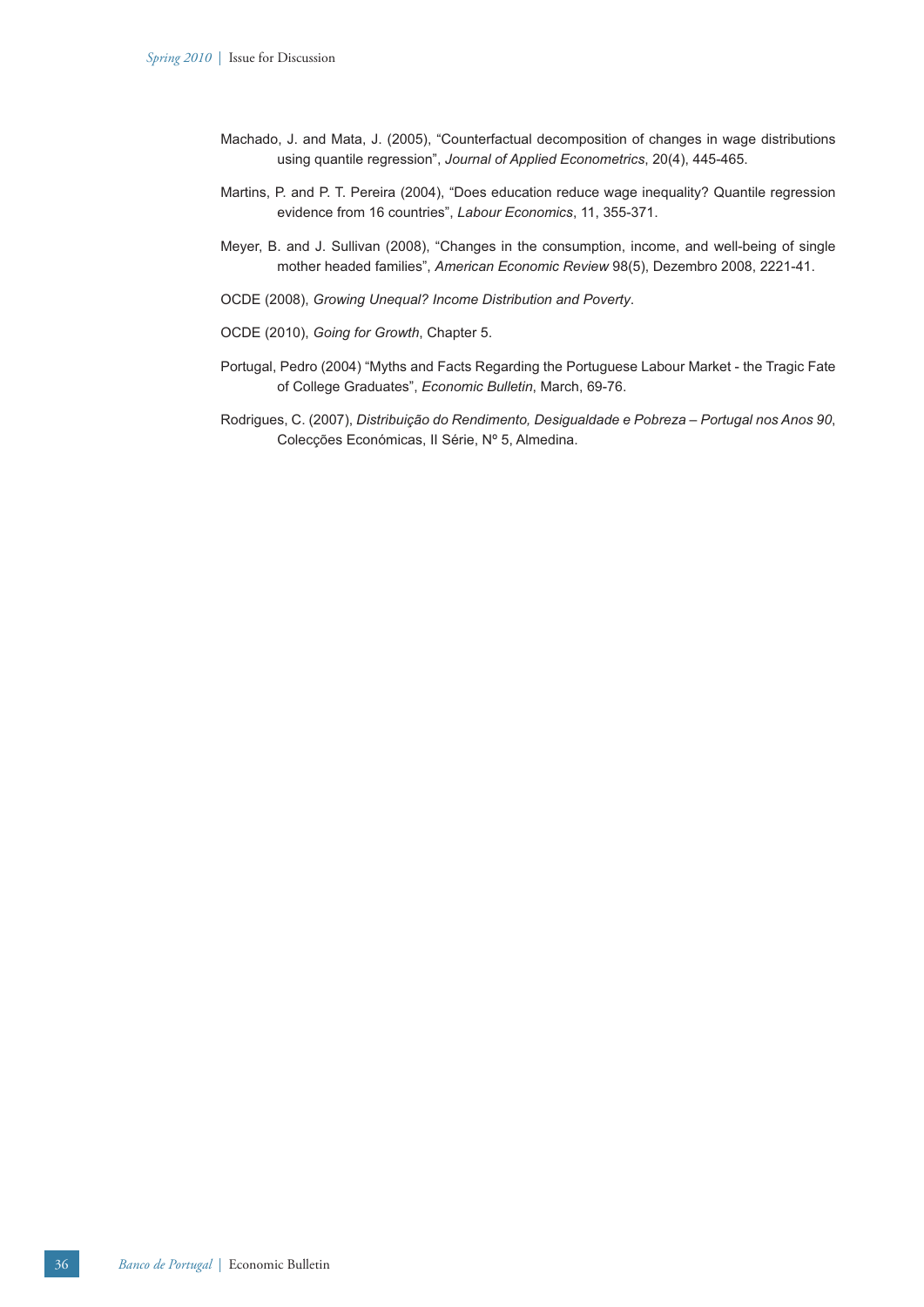Machado, J. and Mata, J. (2005), "Counterfactual decomposition of changes in wage distributions using quantile regression", *Journal of Applied Econometrics*, 20(4), 445-465.

Martins, P. and P. T. Pereira (2004), "Does education reduce wage inequality? Quantile regression evidence from 16 countries", *Labour Economics*, 11, 355-371.

Meyer, B. and J. Sullivan (2008), "Changes in the consumption, income, and well-being of single mother headed families", *American Economic Review* 98(5), Dezembro 2008, 2221-41.

OCDE (2008), *Growing Unequal? Income Distribution and Poverty*.

OCDE (2010), *Going for Growth*, Chapter 5.

Portugal, Pedro (2004) "Myths and Facts Regarding the Portuguese Labour Market - the Tragic Fate of College Graduates", *Economic Bulletin*, March, 69-76.

Rodrigues, C. (2007), *Distribuição do Rendimento, Desigualdade e Pobreza – Portugal nos Anos 90*, Colecções Económicas, II Série, Nº 5, Almedina.